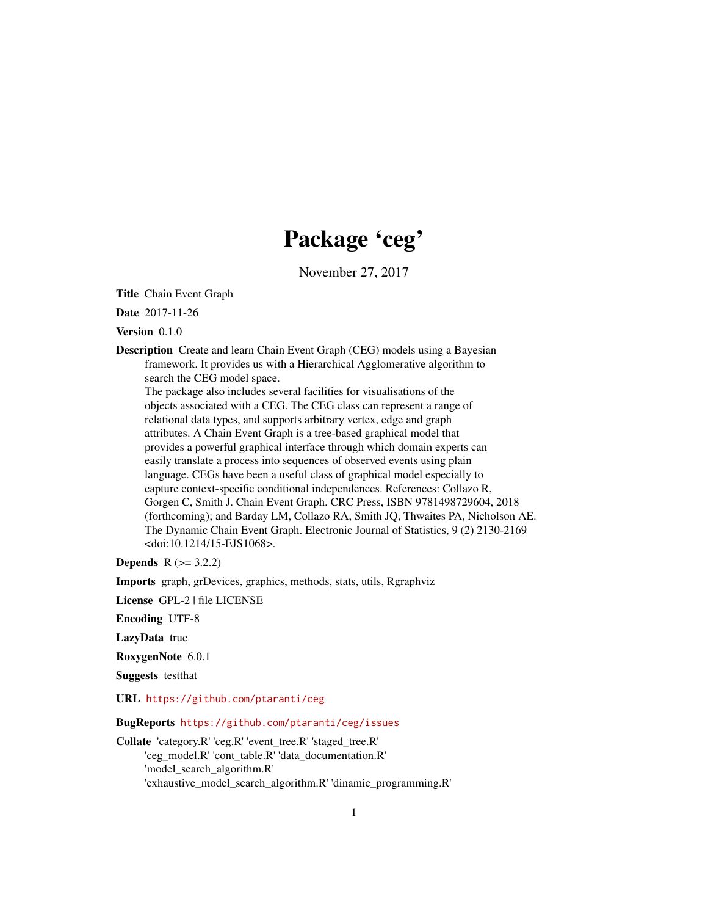# Package 'ceg'

November 27, 2017

**Title** Chain Event Graph

**Date** 2017-11-26

**Version** 0.1.0

**Description** Create and learn Chain Event Graph (CEG) models using a Bayesian framework. It provides us with a Hierarchical Agglomerative algorithm to search the CEG model space.
The package also includes several facilities for visualisations of the objects associated with a CEG. The CEG class can represent a range of relational data types, and supports arbitrary vertex, edge and graph attributes. A Chain Event Graph is a tree-based graphical model that provides a powerful graphical interface through which domain experts can easily translate a process into sequences of observed events using plain language. CEGs have been a useful class of graphical model especially to capture context-specific conditional independences. References: Collazo R, Gorgen C, Smith J. Chain Event Graph. CRC Press, ISBN 9781498729604, 2018 (forthcoming); and Barday LM, Collazo RA, Smith JQ, Thwaites PA, Nicholson AE. The Dynamic Chain Event Graph. Electronic Journal of Statistics, 9 (2) 2130-2169 <doi:10.1214/15-EJS1068>.

**Depends** R (>= 3.2.2)

**Imports** graph, grDevices, graphics, methods, stats, utils, Rgraphviz

**License** GPL-2 | file LICENSE

**Encoding** UTF-8

**LazyData** true

**RoxygenNote** 6.0.1

**Suggests** testthat

**URL** https://github.com/ptaranti/ceg

**BugReports** https://github.com/ptaranti/ceg/issues

**Collate** 'category.R' 'ceg.R' 'event_tree.R' 'staged_tree.R' 'ceg_model.R' 'cont_table.R' 'data_documentation.R' 'model_search_algorithm.R' 'exhaustive_model_search_algorithm.R' 'dinamic_programming.R'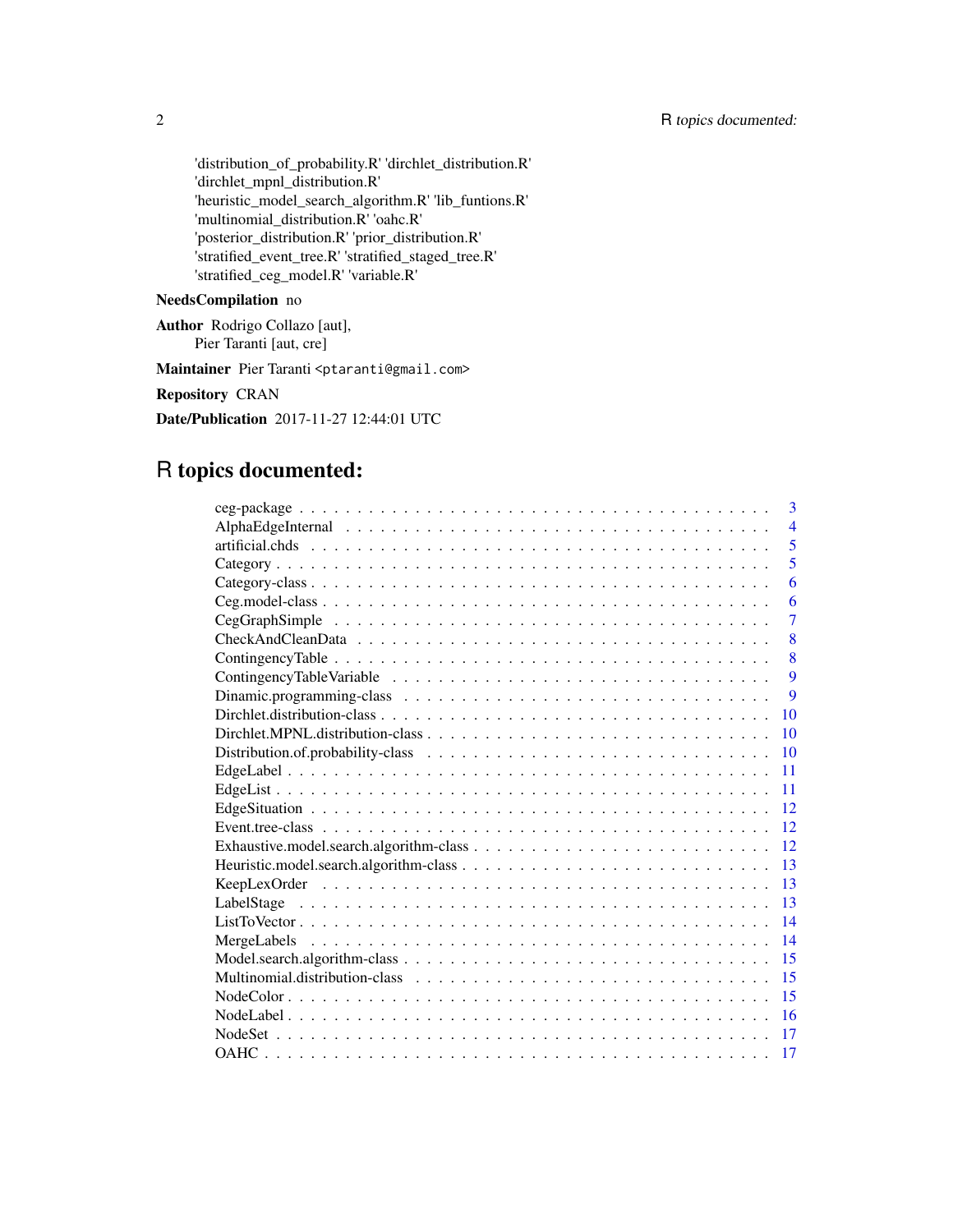'distribution_of_probability.R' 'dirchlet_distribution.R'
'dirchlet_mpnl_distribution.R'
'heuristic_model_search_algorithm.R' 'lib_funtions.R'
'multinomial_distribution.R' 'oahc.R'
'posterior_distribution.R' 'prior_distribution.R'
'stratified_event_tree.R' 'stratified_staged_tree.R'
'stratified_ceg_model.R' 'variable.R'

**NeedsCompilation** no

**Author** Rodrigo Collazo [aut],
Pier Taranti [aut, cre]

**Maintainer** Pier Taranti <ptaranti@gmail.com>

**Repository** CRAN

**Date/Publication** 2017-11-27 12:44:01 UTC

# R topics documented:

| | |
|---|---|
| ceg-package | 3 |
| AlphaEdgeInternal | 4 |
| artificial.chds | 5 |
| Category | 5 |
| Category-class | 6 |
| Ceg.model-class | 6 |
| CegGraphSimple | 7 |
| CheckAndCleanData | 8 |
| ContingencyTable | 8 |
| ContingencyTableVariable | 9 |
| Dinamic.programming-class | 9 |
| Dirchlet.distribution-class | 10 |
| Dirchlet.MPNL.distribution-class | 10 |
| Distribution.of.probability-class | 10 |
| EdgeLabel | 11 |
| EdgeList | 11 |
| EdgeSituation | 12 |
| Event.tree-class | 12 |
| Exhaustive.model.search.algorithm-class | 12 |
| Heuristic.model.search.algorithm-class | 13 |
| KeepLexOrder | 13 |
| LabelStage | 13 |
| ListToVector | 14 |
| MergeLabels | 14 |
| Model.search.algorithm-class | 15 |
| Multinomial.distribution-class | 15 |
| NodeColor | 15 |
| NodeLabel | 16 |
| NodeSet | 17 |
| OAHC | 17 |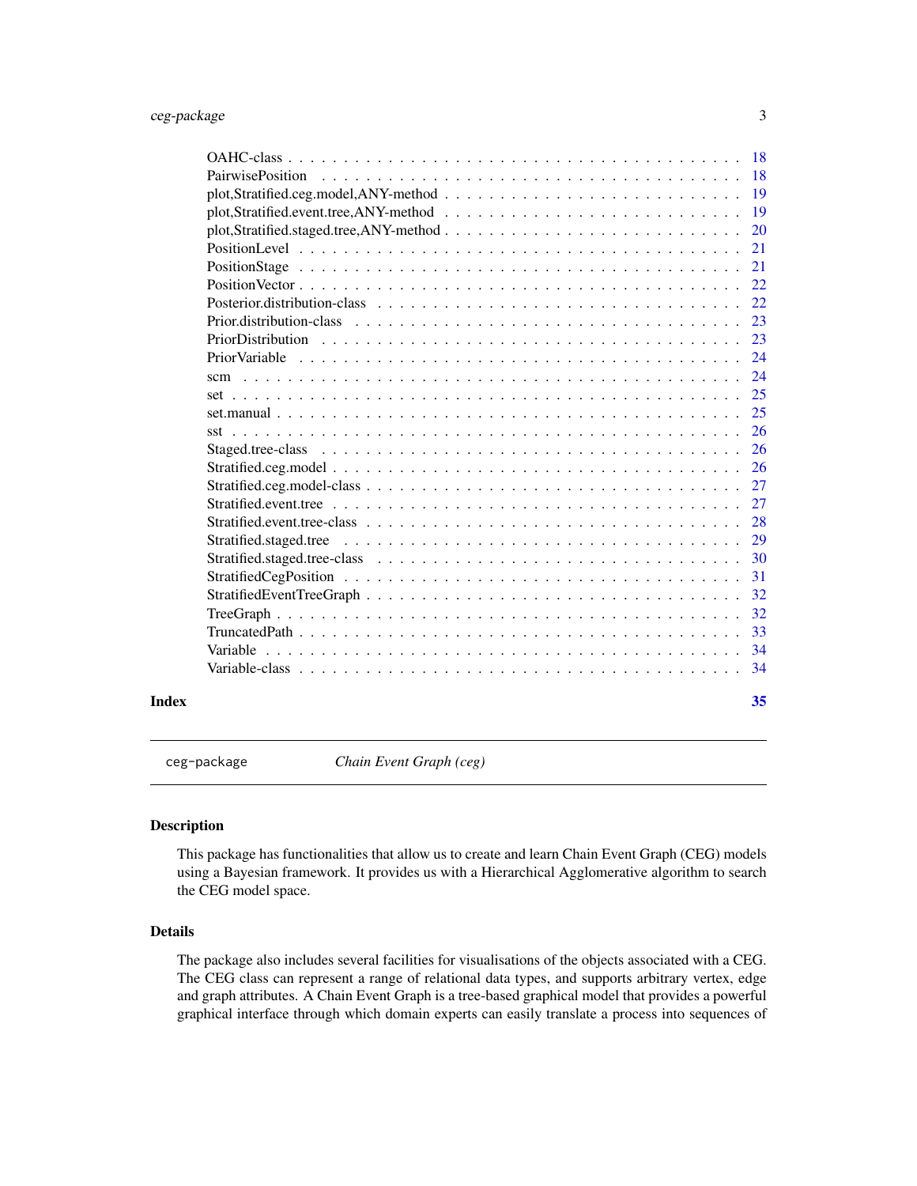OAHC-class . . . . . . . . . . . . . . . . . . . . . . . . . . . . . . . . . . . . . . . . 18
PairwisePosition . . . . . . . . . . . . . . . . . . . . . . . . . . . . . . . . . . . . . . 18
plot,Stratified.ceg.model,ANY-method . . . . . . . . . . . . . . . . . . . . . . . . . . 19
plot,Stratified.event.tree,ANY-method . . . . . . . . . . . . . . . . . . . . . . . . . . 19
plot,Stratified.staged.tree,ANY-method . . . . . . . . . . . . . . . . . . . . . . . . . . 20
PositionLevel . . . . . . . . . . . . . . . . . . . . . . . . . . . . . . . . . . . . . . . 21
PositionStage . . . . . . . . . . . . . . . . . . . . . . . . . . . . . . . . . . . . . . . 21
PositionVector . . . . . . . . . . . . . . . . . . . . . . . . . . . . . . . . . . . . . . . 22
Posterior.distribution-class . . . . . . . . . . . . . . . . . . . . . . . . . . . . . . . . 22
Prior.distribution-class . . . . . . . . . . . . . . . . . . . . . . . . . . . . . . . . . . 23
PriorDistribution . . . . . . . . . . . . . . . . . . . . . . . . . . . . . . . . . . . . . 23
PriorVariable . . . . . . . . . . . . . . . . . . . . . . . . . . . . . . . . . . . . . . . 24
scm . . . . . . . . . . . . . . . . . . . . . . . . . . . . . . . . . . . . . . . . . . . . 24
set . . . . . . . . . . . . . . . . . . . . . . . . . . . . . . . . . . . . . . . . . . . . 25
set.manual . . . . . . . . . . . . . . . . . . . . . . . . . . . . . . . . . . . . . . . . . 25
sst . . . . . . . . . . . . . . . . . . . . . . . . . . . . . . . . . . . . . . . . . . . . 26
Staged.tree-class . . . . . . . . . . . . . . . . . . . . . . . . . . . . . . . . . . . . . 26
Stratified.ceg.model . . . . . . . . . . . . . . . . . . . . . . . . . . . . . . . . . . . . 26
Stratified.ceg.model-class . . . . . . . . . . . . . . . . . . . . . . . . . . . . . . . . . 27
Stratified.event.tree . . . . . . . . . . . . . . . . . . . . . . . . . . . . . . . . . . . . 27
Stratified.event.tree-class . . . . . . . . . . . . . . . . . . . . . . . . . . . . . . . . . 28
Stratified.staged.tree . . . . . . . . . . . . . . . . . . . . . . . . . . . . . . . . . . . 29
Stratified.staged.tree-class . . . . . . . . . . . . . . . . . . . . . . . . . . . . . . . . 30
StratifiedCegPosition . . . . . . . . . . . . . . . . . . . . . . . . . . . . . . . . . . . 31
StratifiedEventTreeGraph . . . . . . . . . . . . . . . . . . . . . . . . . . . . . . . . . . 32
TreeGraph . . . . . . . . . . . . . . . . . . . . . . . . . . . . . . . . . . . . . . . . . 32
TruncatedPath . . . . . . . . . . . . . . . . . . . . . . . . . . . . . . . . . . . . . . . 33
Variable . . . . . . . . . . . . . . . . . . . . . . . . . . . . . . . . . . . . . . . . . . 34
Variable-class . . . . . . . . . . . . . . . . . . . . . . . . . . . . . . . . . . . . . . . 34

**Index** 35

---

`ceg-package` *Chain Event Graph (ceg)*

---

### Description

This package has functionalities that allow us to create and learn Chain Event Graph (CEG) models using a Bayesian framework. It provides us with a Hierarchical Agglomerative algorithm to search the CEG model space.

### Details

The package also includes several facilities for visualisations of the objects associated with a CEG. The CEG class can represent a range of relational data types, and supports arbitrary vertex, edge and graph attributes. A Chain Event Graph is a tree-based graphical model that provides a powerful graphical interface through which domain experts can easily translate a process into sequences of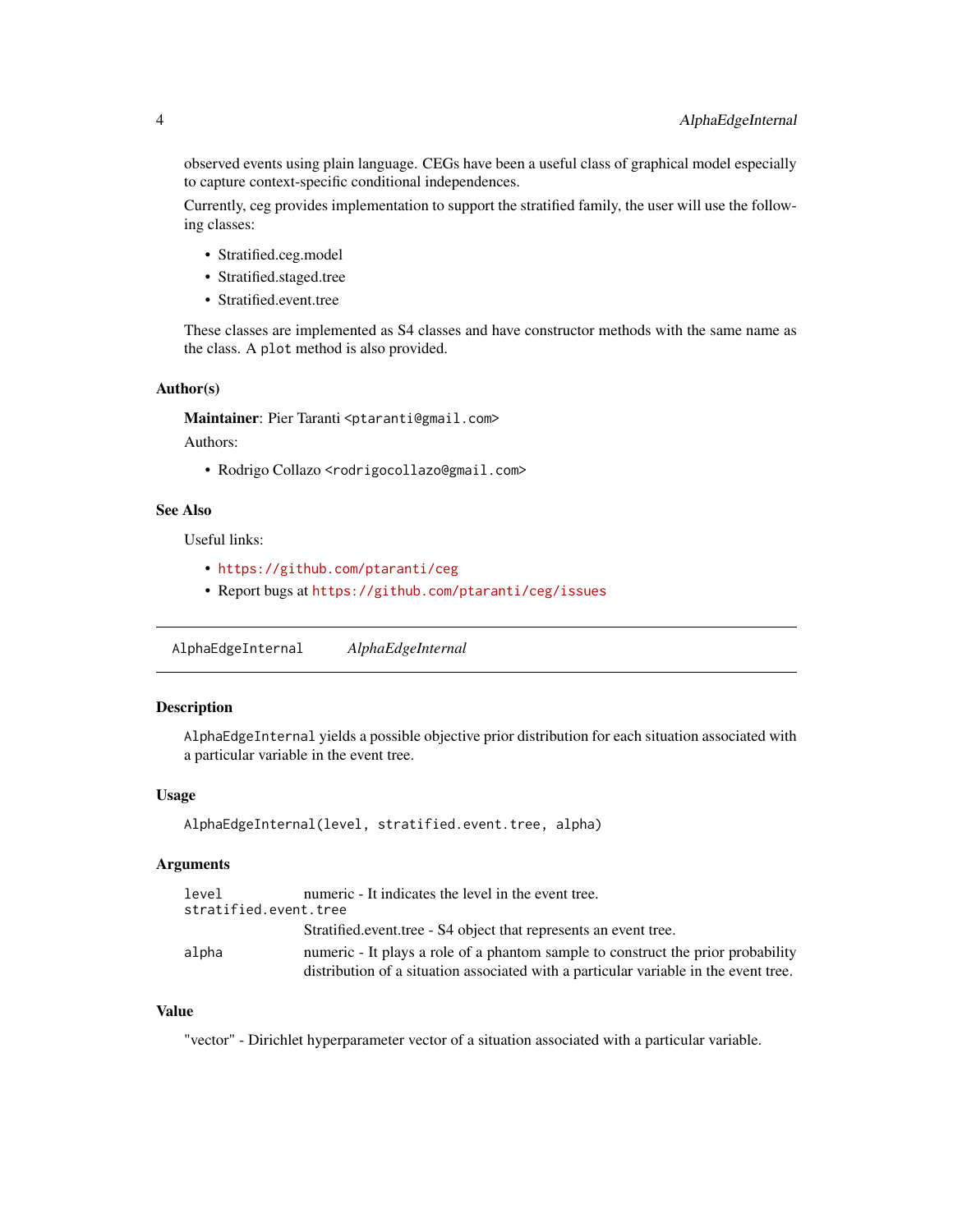observed events using plain language. CEGs have been a useful class of graphical model especially to capture context-specific conditional independences.

Currently, ceg provides implementation to support the stratified family, the user will use the following classes:

- Stratified.ceg.model
- Stratified.staged.tree
- Stratified.event.tree

These classes are implemented as S4 classes and have constructor methods with the same name as the class. A `plot` method is also provided.

### Author(s)

**Maintainer**: Pier Taranti <ptaranti@gmail.com>

Authors:

- Rodrigo Collazo <rodrigocollazo@gmail.com>

### See Also

Useful links:

- https://github.com/ptaranti/ceg
- Report bugs at https://github.com/ptaranti/ceg/issues

---

## AlphaEdgeInternal &nbsp;&nbsp;&nbsp; *AlphaEdgeInternal*

---

### Description

`AlphaEdgeInternal` yields a possible objective prior distribution for each situation associated with a particular variable in the event tree.

### Usage

```
AlphaEdgeInternal(level, stratified.event.tree, alpha)
```

### Arguments

| | |
|---|---|
| `level` | numeric - It indicates the level in the event tree. |
| `stratified.event.tree` | Stratified.event.tree - S4 object that represents an event tree. |
| `alpha` | numeric - It plays a role of a phantom sample to construct the prior probability distribution of a situation associated with a particular variable in the event tree. |

### Value

"vector" - Dirichlet hyperparameter vector of a situation associated with a particular variable.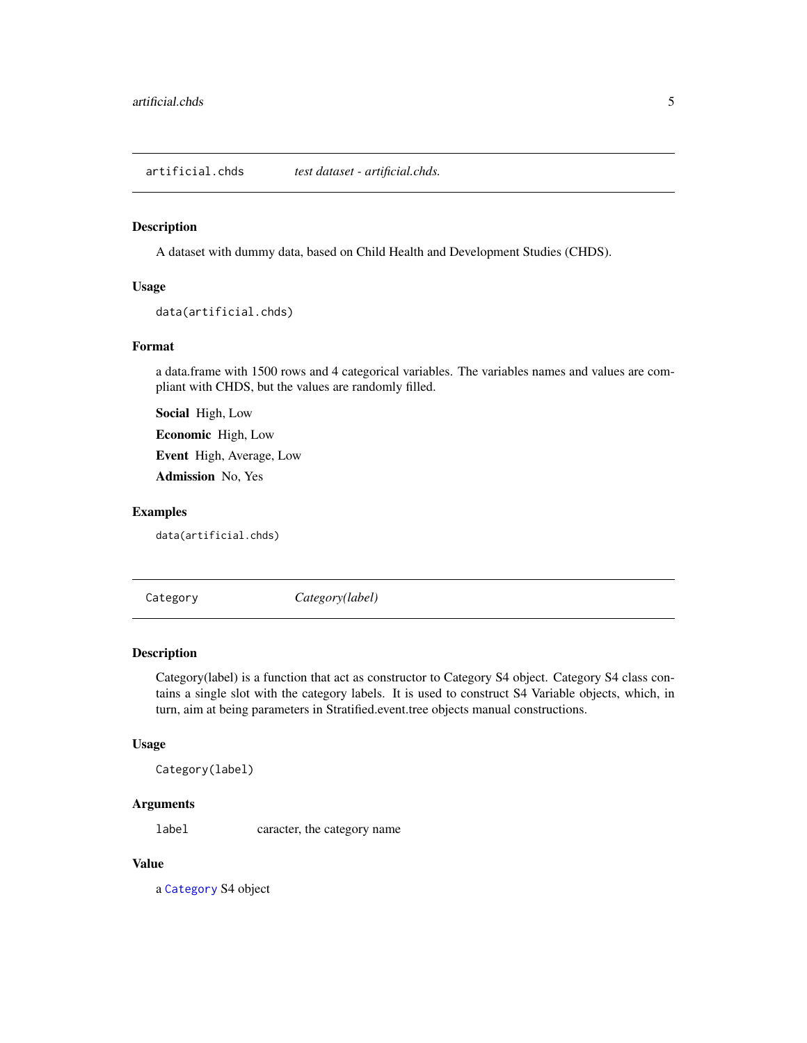## artificial.chds — *test dataset - artificial.chds.*

### Description

A dataset with dummy data, based on Child Health and Development Studies (CHDS).

### Usage

```
data(artificial.chds)
```

### Format

a data.frame with 1500 rows and 4 categorical variables. The variables names and values are compliant with CHDS, but the values are randomly filled.

**Social** High, Low

**Economic** High, Low

**Event** High, Average, Low

**Admission** No, Yes

### Examples

```
data(artificial.chds)
```

## Category — *Category(label)*

### Description

Category(label) is a function that act as constructor to Category S4 object. Category S4 class contains a single slot with the category labels. It is used to construct S4 Variable objects, which, in turn, aim at being parameters in Stratified.event.tree objects manual constructions.

### Usage

```
Category(label)
```

### Arguments

| | |
|---|---|
| label | caracter, the category name |

### Value

a Category S4 object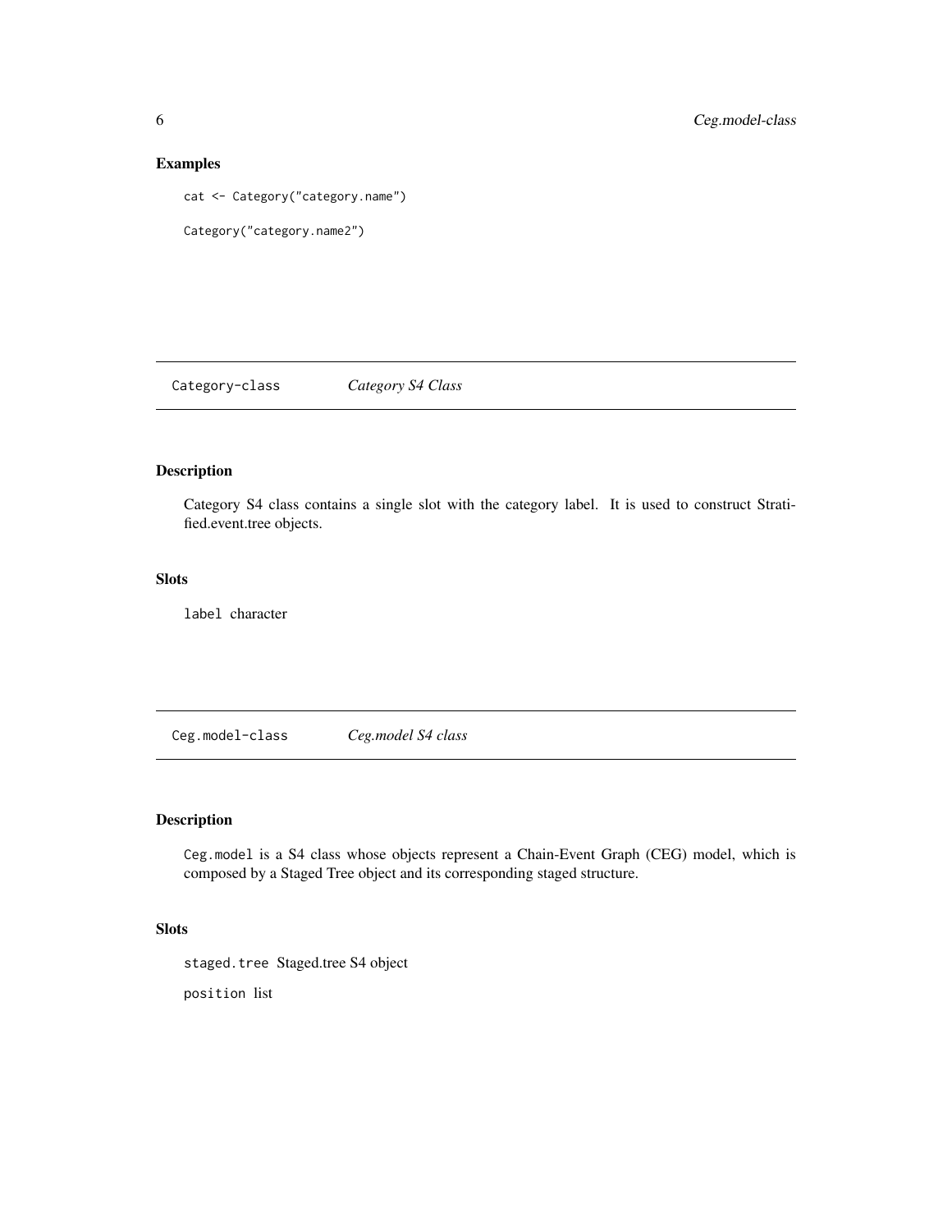## Examples

```
cat <- Category("category.name")

Category("category.name2")
```

---

Category-class &nbsp;&nbsp;&nbsp;&nbsp; *Category S4 Class*

---

### Description

Category S4 class contains a single slot with the category label. It is used to construct Stratified.event.tree objects.

### Slots

`label` character

---

Ceg.model-class &nbsp;&nbsp;&nbsp;&nbsp; *Ceg.model S4 class*

---

### Description

`Ceg.model` is a S4 class whose objects represent a Chain-Event Graph (CEG) model, which is composed by a Staged Tree object and its corresponding staged structure.

### Slots

`staged.tree` Staged.tree S4 object

`position` list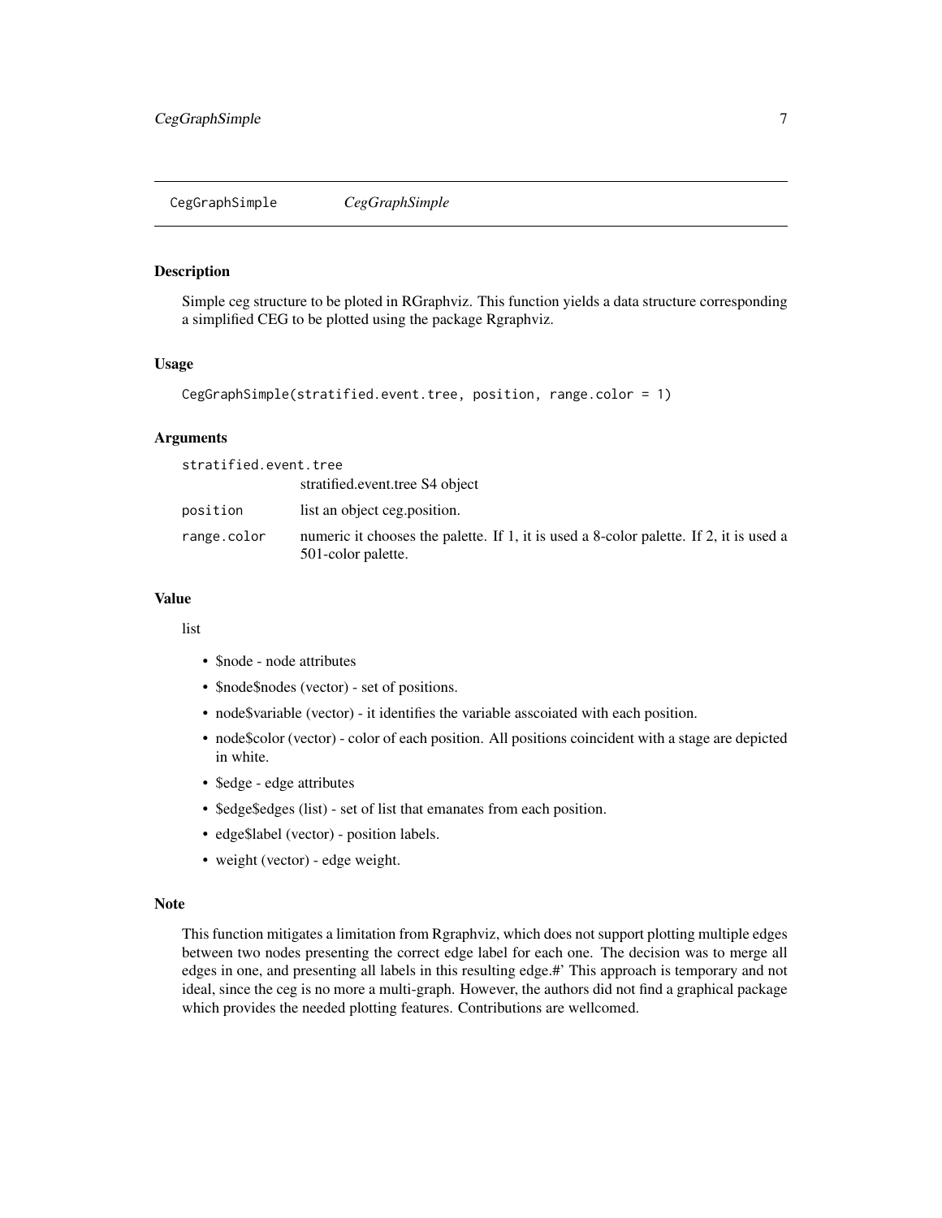## CegGraphSimple *CegGraphSimple*

### Description

Simple ceg structure to be ploted in RGraphviz. This function yields a data structure corresponding a simplified CEG to be plotted using the package Rgraphviz.

### Usage

```
CegGraphSimple(stratified.event.tree, position, range.color = 1)
```

### Arguments

| | |
|---|---|
| stratified.event.tree | stratified.event.tree S4 object |
| position | list an object ceg.position. |
| range.color | numeric it chooses the palette. If 1, it is used a 8-color palette. If 2, it is used a 501-color palette. |

### Value

list

- $node - node attributes
- $node$nodes (vector) - set of positions.
- node$variable (vector) - it identifies the variable asscoiated with each position.
- node$color (vector) - color of each position. All positions coincident with a stage are depicted in white.
- $edge - edge attributes
- $edge$edges (list) - set of list that emanates from each position.
- edge$label (vector) - position labels.
- weight (vector) - edge weight.

### Note

This function mitigates a limitation from Rgraphviz, which does not support plotting multiple edges between two nodes presenting the correct edge label for each one. The decision was to merge all edges in one, and presenting all labels in this resulting edge.#' This approach is temporary and not ideal, since the ceg is no more a multi-graph. However, the authors did not find a graphical package which provides the needed plotting features. Contributions are wellcomed.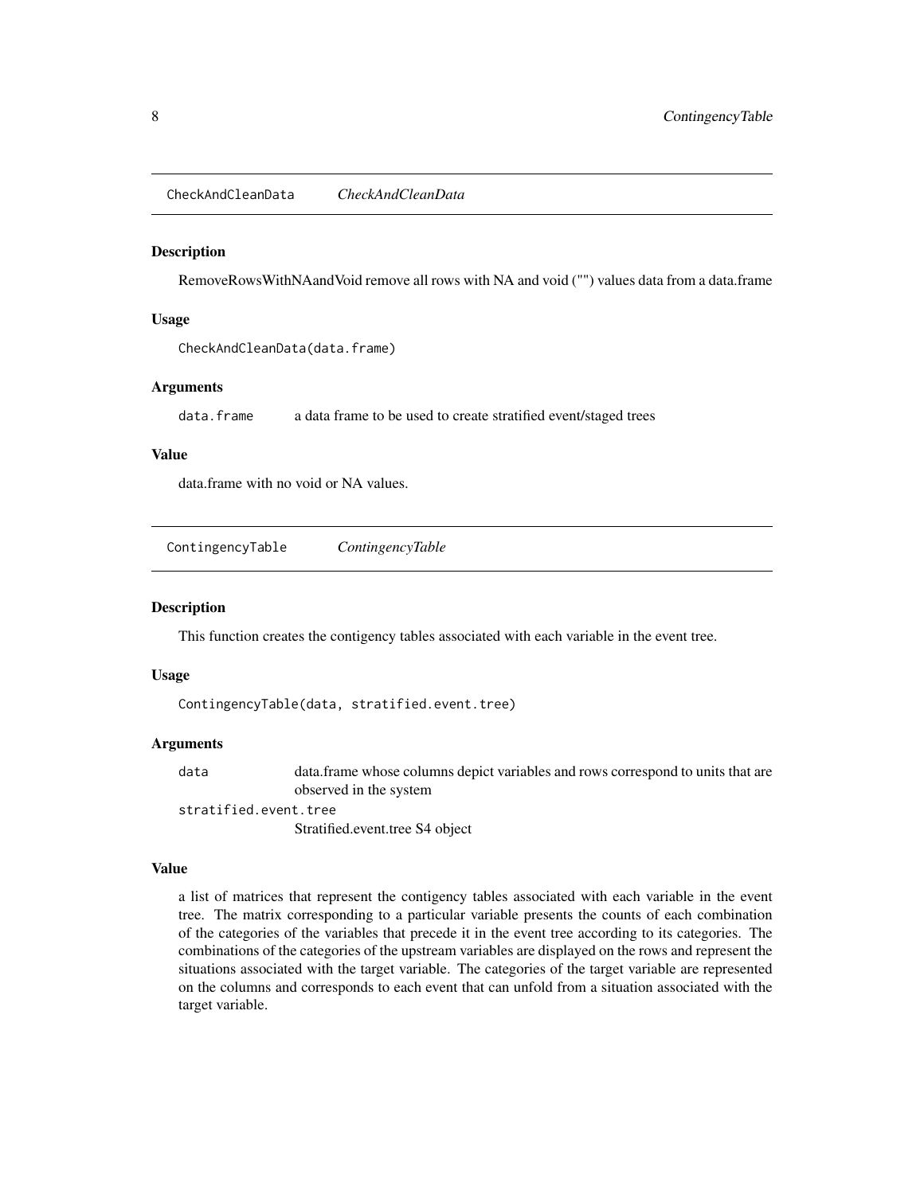## CheckAndCleanData *CheckAndCleanData*

### Description

RemoveRowsWithNAandVoid remove all rows with NA and void ("") values data from a data.frame

### Usage

```
CheckAndCleanData(data.frame)
```

### Arguments

| | |
|---|---|
| data.frame | a data frame to be used to create stratified event/staged trees |

### Value

data.frame with no void or NA values.

## ContingencyTable *ContingencyTable*

### Description

This function creates the contigency tables associated with each variable in the event tree.

### Usage

```
ContingencyTable(data, stratified.event.tree)
```

### Arguments

| | |
|---|---|
| data | data.frame whose columns depict variables and rows correspond to units that are observed in the system |
| stratified.event.tree | Stratified.event.tree S4 object |

### Value

a list of matrices that represent the contigency tables associated with each variable in the event tree. The matrix corresponding to a particular variable presents the counts of each combination of the categories of the variables that precede it in the event tree according to its categories. The combinations of the categories of the upstream variables are displayed on the rows and represent the situations associated with the target variable. The categories of the target variable are represented on the columns and corresponds to each event that can unfold from a situation associated with the target variable.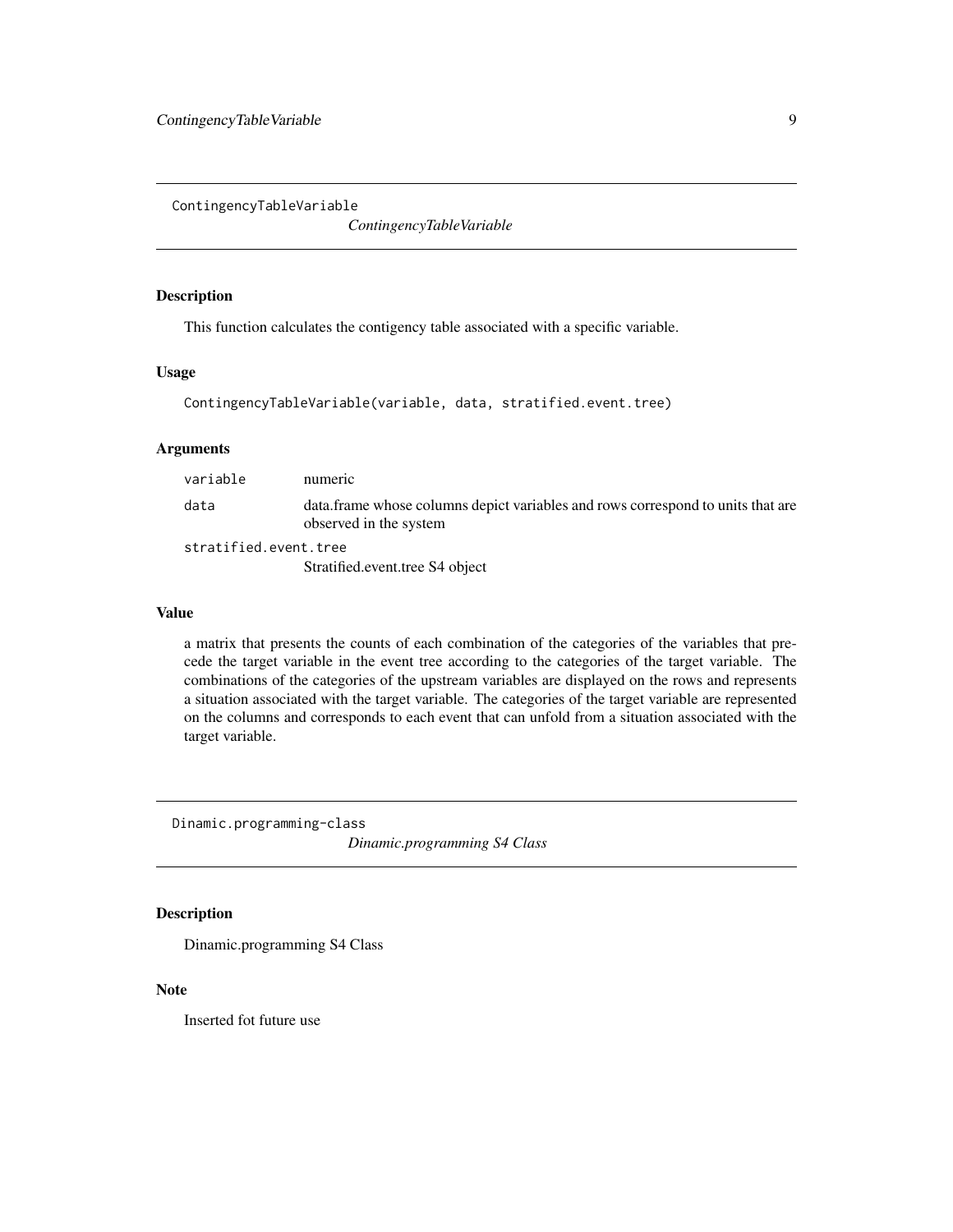## ContingencyTableVariable

*ContingencyTableVariable*

### Description

This function calculates the contigency table associated with a specific variable.

### Usage

```
ContingencyTableVariable(variable, data, stratified.event.tree)
```

### Arguments

| | |
|---|---|
| `variable` | numeric |
| `data` | data.frame whose columns depict variables and rows correspond to units that are observed in the system |
| `stratified.event.tree` | Stratified.event.tree S4 object |

### Value

a matrix that presents the counts of each combination of the categories of the variables that precede the target variable in the event tree according to the categories of the target variable. The combinations of the categories of the upstream variables are displayed on the rows and represents a situation associated with the target variable. The categories of the target variable are represented on the columns and corresponds to each event that can unfold from a situation associated with the target variable.

## Dinamic.programming-class

*Dinamic.programming S4 Class*

### Description

Dinamic.programming S4 Class

### Note

Inserted fot future use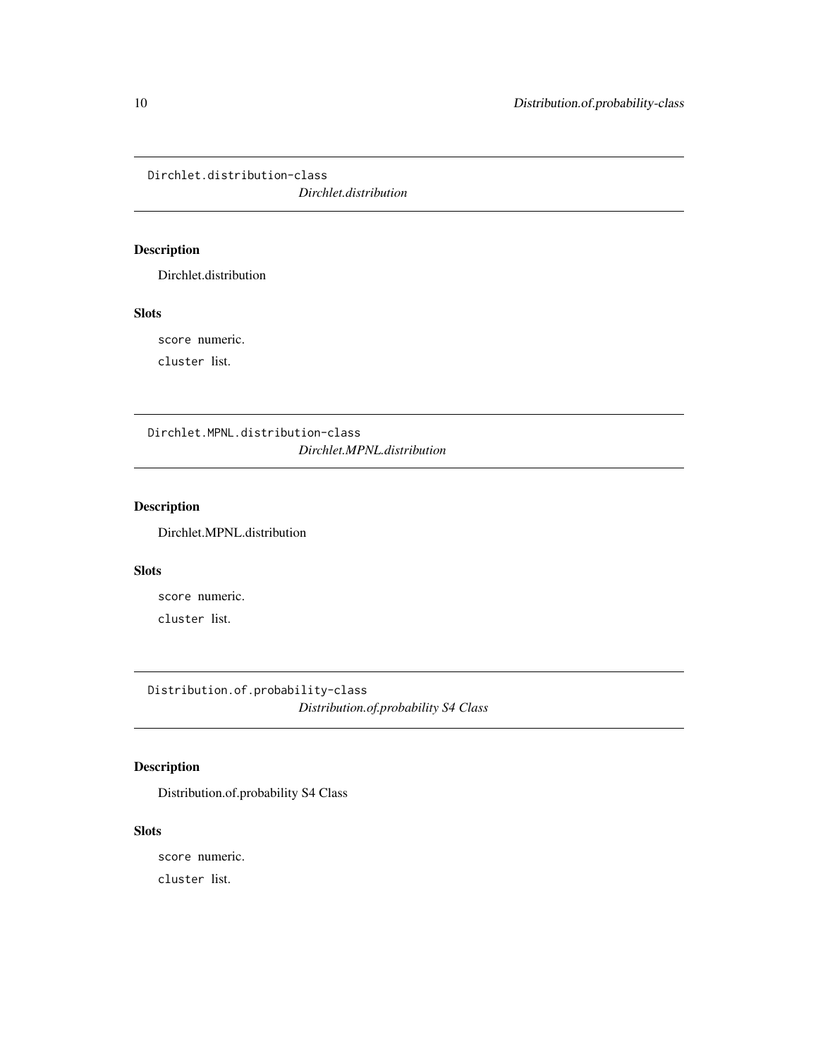## Dirchlet.distribution-class

*Dirchlet.distribution*

### Description

Dirchlet.distribution

### Slots

`score` numeric.

`cluster` list.

## Dirchlet.MPNL.distribution-class

*Dirchlet.MPNL.distribution*

### Description

Dirchlet.MPNL.distribution

### Slots

`score` numeric.

`cluster` list.

## Distribution.of.probability-class

*Distribution.of.probability S4 Class*

### Description

Distribution.of.probability S4 Class

### Slots

`score` numeric.

`cluster` list.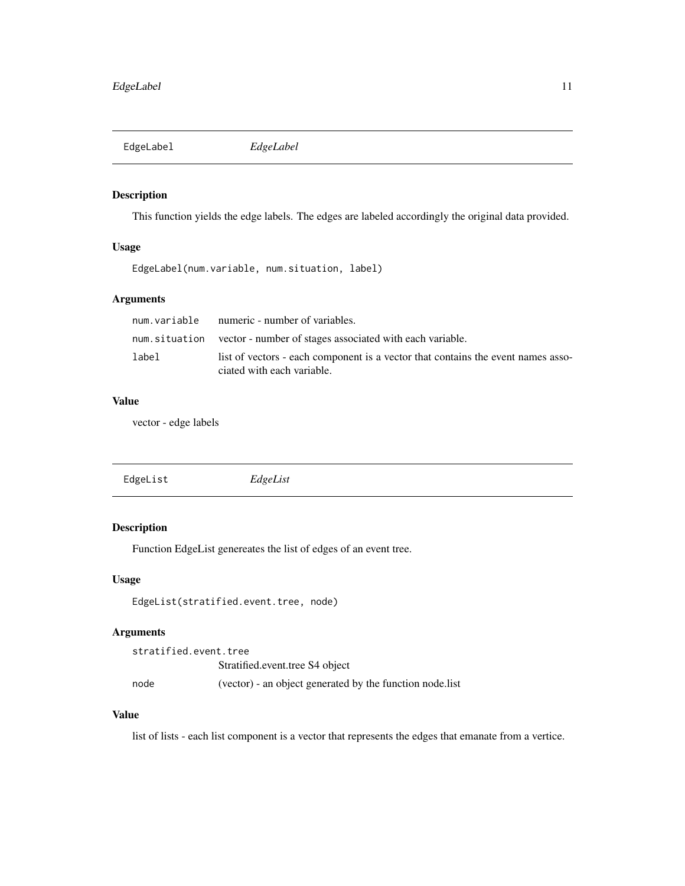## EdgeLabel *EdgeLabel*

### Description

This function yields the edge labels. The edges are labeled accordingly the original data provided.

### Usage

```
EdgeLabel(num.variable, num.situation, label)
```

### Arguments

| | |
|---|---|
| `num.variable` | numeric - number of variables. |
| `num.situation` | vector - number of stages associated with each variable. |
| `label` | list of vectors - each component is a vector that contains the event names associated with each variable. |

### Value

vector - edge labels

## EdgeList *EdgeList*

### Description

Function EdgeList genereates the list of edges of an event tree.

### Usage

```
EdgeList(stratified.event.tree, node)
```

### Arguments

| | |
|---|---|
| `stratified.event.tree` | Stratified.event.tree S4 object |
| `node` | (vector) - an object generated by the function node.list |

### Value

list of lists - each list component is a vector that represents the edges that emanate from a vertice.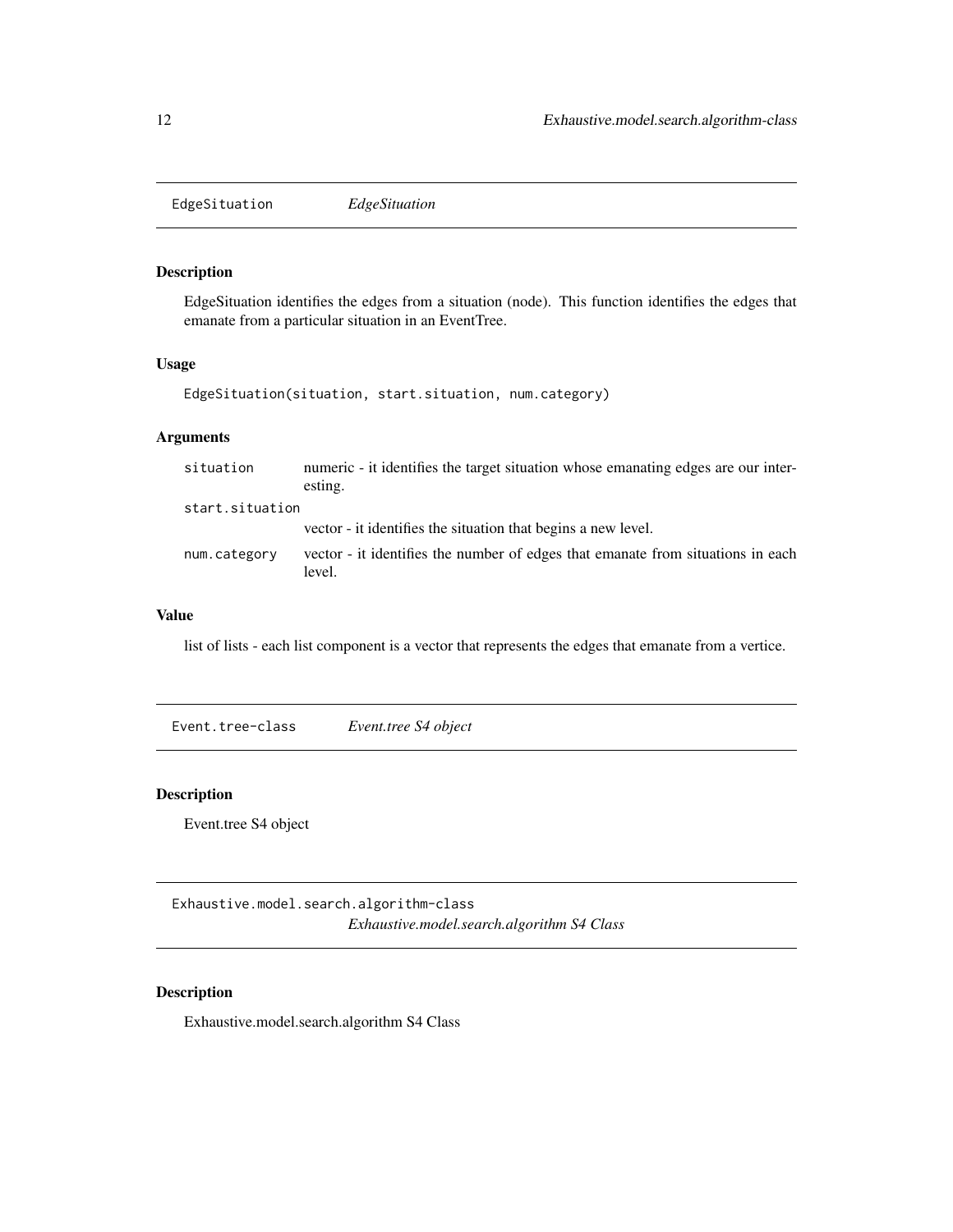## EdgeSituation *EdgeSituation*

### Description

EdgeSituation identifies the edges from a situation (node). This function identifies the edges that emanate from a particular situation in an EventTree.

### Usage

```
EdgeSituation(situation, start.situation, num.category)
```

### Arguments

| | |
|---|---|
| situation | numeric - it identifies the target situation whose emanating edges are our interesting. |
| start.situation | vector - it identifies the situation that begins a new level. |
| num.category | vector - it identifies the number of edges that emanate from situations in each level. |

### Value

list of lists - each list component is a vector that represents the edges that emanate from a vertice.

## Event.tree-class *Event.tree S4 object*

### Description

Event.tree S4 object

## Exhaustive.model.search.algorithm-class *Exhaustive.model.search.algorithm S4 Class*

### Description

Exhaustive.model.search.algorithm S4 Class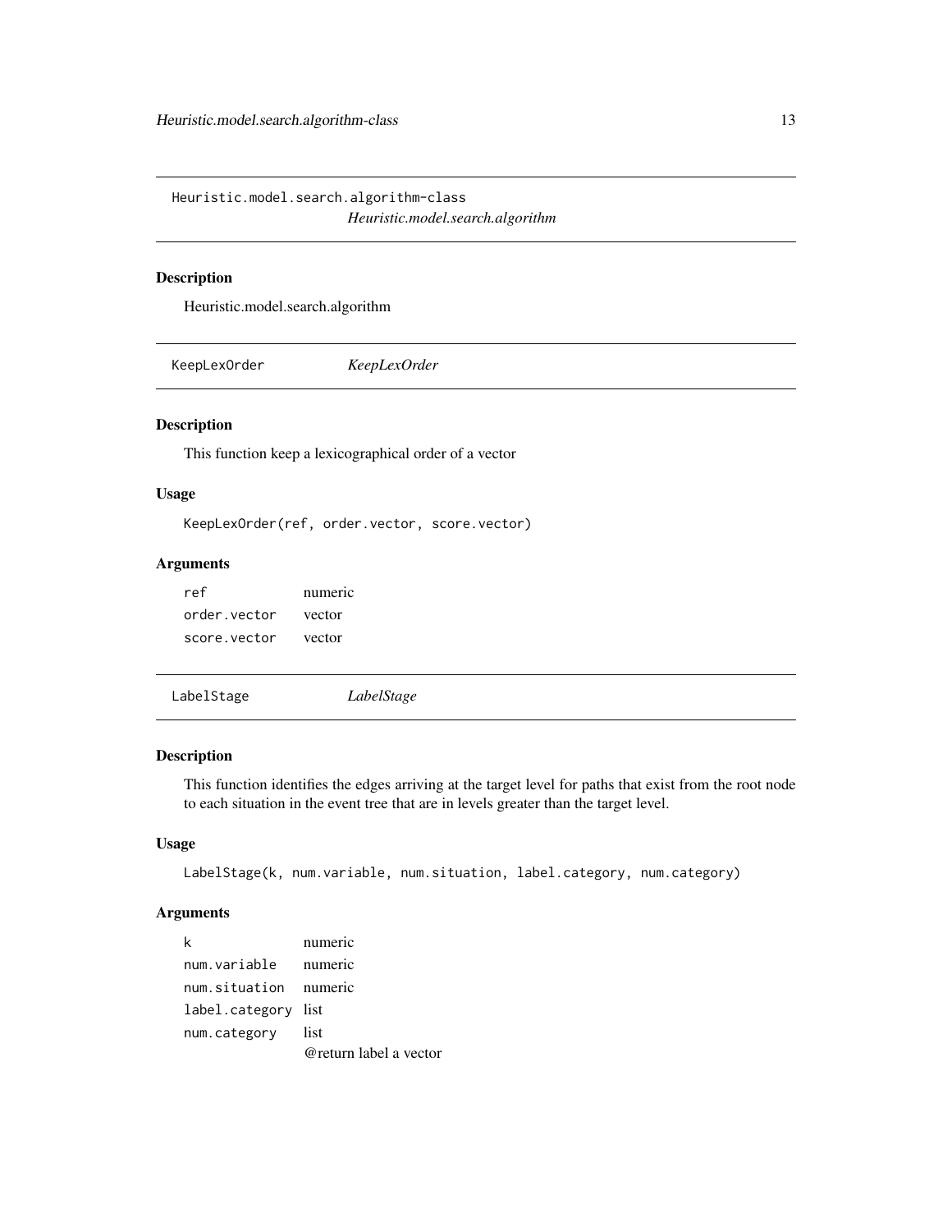## Heuristic.model.search.algorithm-class

*Heuristic.model.search.algorithm*

### Description

Heuristic.model.search.algorithm

## KeepLexOrder

*KeepLexOrder*

### Description

This function keep a lexicographical order of a vector

### Usage

```
KeepLexOrder(ref, order.vector, score.vector)
```

### Arguments

| | |
|---|---|
| ref | numeric |
| order.vector | vector |
| score.vector | vector |

## LabelStage

*LabelStage*

### Description

This function identifies the edges arriving at the target level for paths that exist from the root node to each situation in the event tree that are in levels greater than the target level.

### Usage

```
LabelStage(k, num.variable, num.situation, label.category, num.category)
```

### Arguments

| | |
|---|---|
| k | numeric |
| num.variable | numeric |
| num.situation | numeric |
| label.category | list |
| num.category | list |
| | @return label a vector |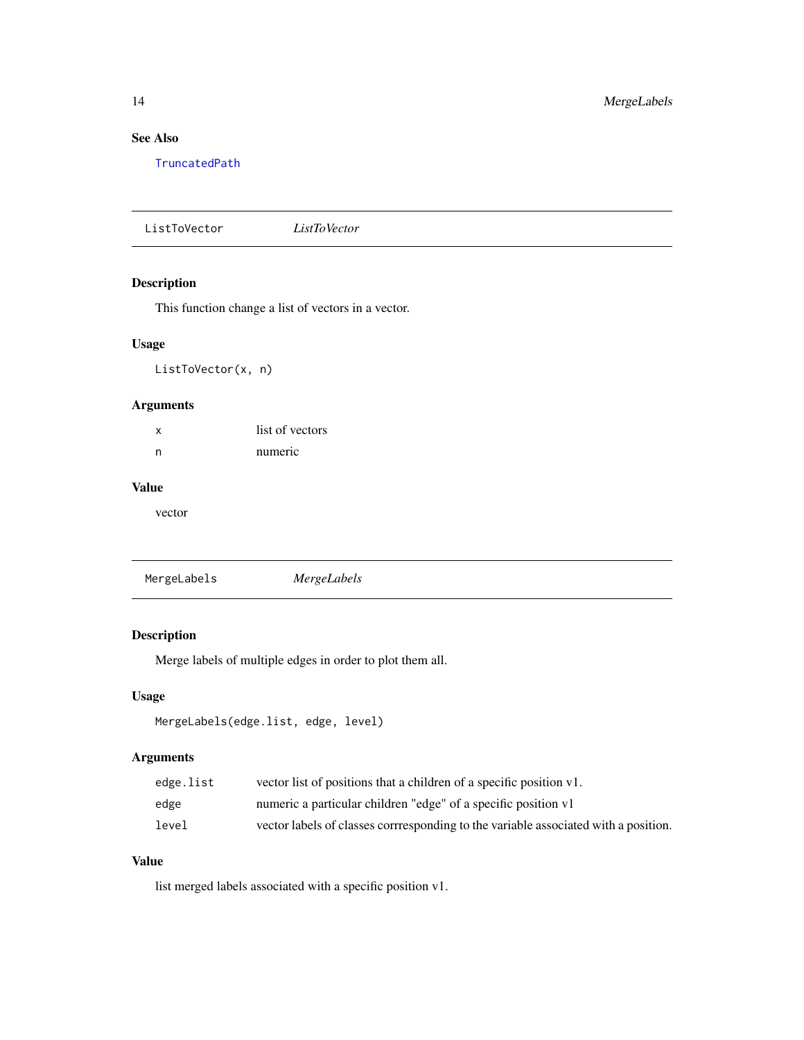### See Also

TruncatedPath

---

## ListToVector *ListToVector*

### Description

This function change a list of vectors in a vector.

### Usage

```
ListToVector(x, n)
```

### Arguments

| | |
|---|---|
| x | list of vectors |
| n | numeric |

### Value

vector

---

## MergeLabels *MergeLabels*

### Description

Merge labels of multiple edges in order to plot them all.

### Usage

```
MergeLabels(edge.list, edge, level)
```

### Arguments

| | |
|---|---|
| edge.list | vector list of positions that a children of a specific position v1. |
| edge | numeric a particular children "edge" of a specific position v1 |
| level | vector labels of classes corrresponding to the variable associated with a position. |

### Value

list merged labels associated with a specific position v1.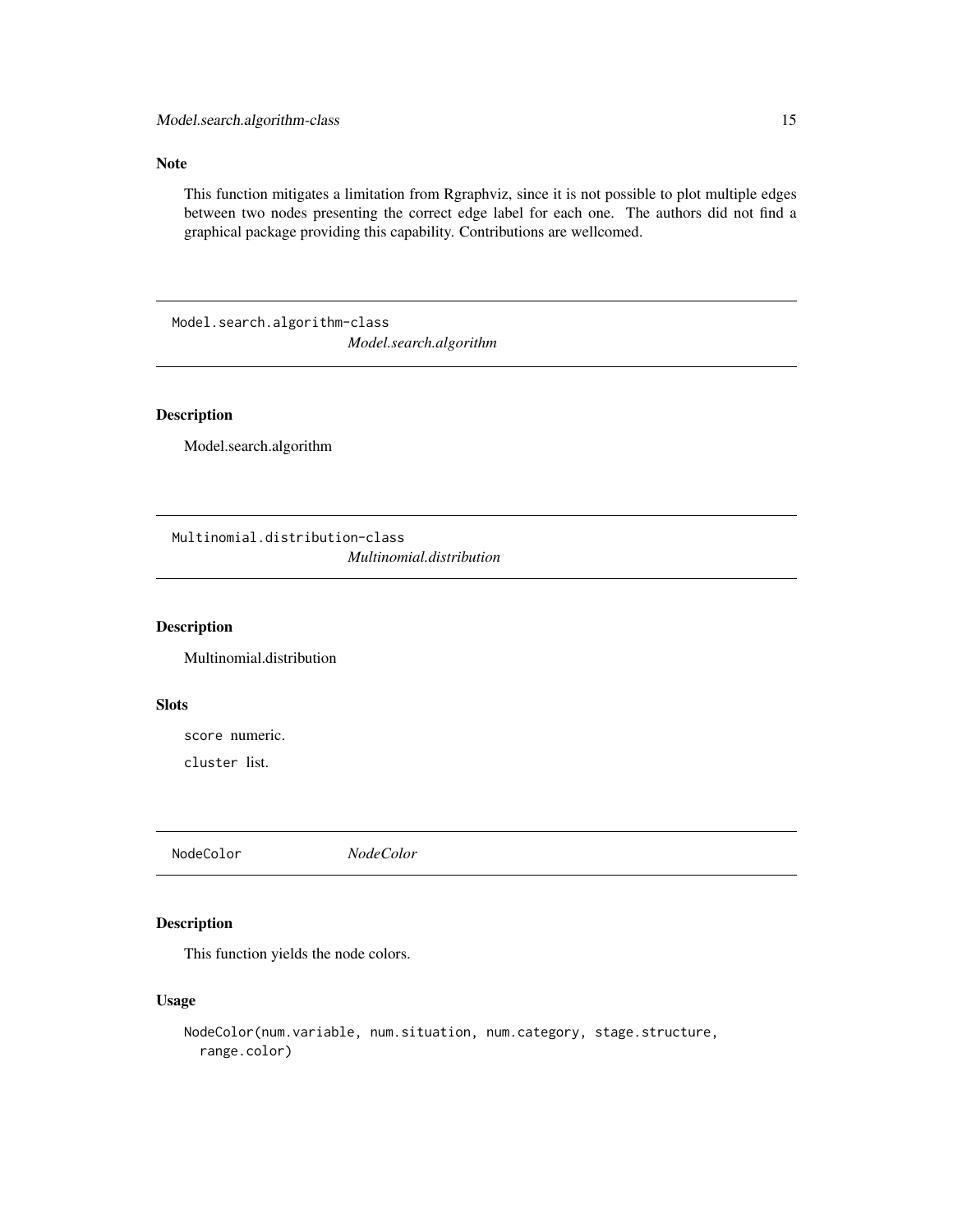## Note

This function mitigates a limitation from Rgraphviz, since it is not possible to plot multiple edges between two nodes presenting the correct edge label for each one. The authors did not find a graphical package providing this capability. Contributions are wellcomed.

---

# Model.search.algorithm-class *Model.search.algorithm*

## Description

Model.search.algorithm

---

# Multinomial.distribution-class *Multinomial.distribution*

## Description

Multinomial.distribution

## Slots

`score` numeric.

`cluster` list.

---

# NodeColor *NodeColor*

## Description

This function yields the node colors.

## Usage

```
NodeColor(num.variable, num.situation, num.category, stage.structure,
  range.color)
```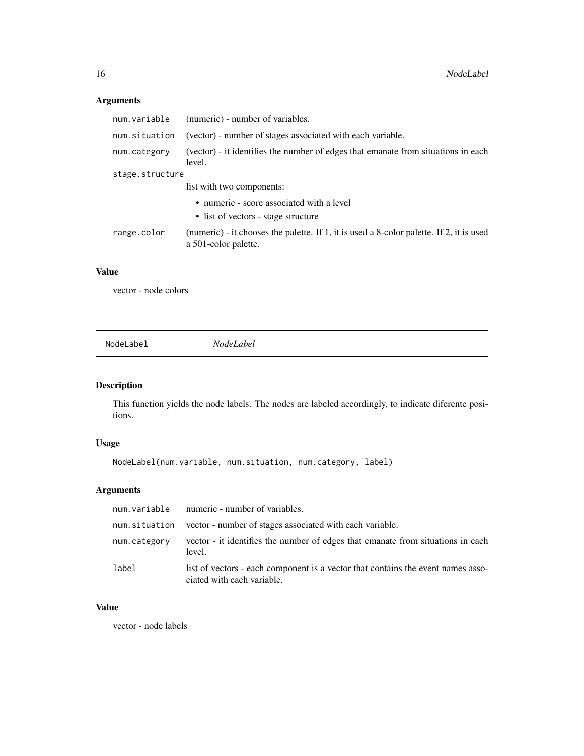### Arguments

| | |
|---|---|
| num.variable | (numeric) - number of variables. |
| num.situation | (vector) - number of stages associated with each variable. |
| num.category | (vector) - it identifies the number of edges that emanate from situations in each level. |
| stage.structure | list with two components:<br>• numeric - score associated with a level<br>• list of vectors - stage structure |
| range.color | (numeric) - it chooses the palette. If 1, it is used a 8-color palette. If 2, it is used a 501-color palette. |

### Value

vector - node colors

---

## NodeLabel *NodeLabel*

### Description

This function yields the node labels. The nodes are labeled accordingly, to indicate diferente positions.

### Usage

```
NodeLabel(num.variable, num.situation, num.category, label)
```

### Arguments

| | |
|---|---|
| num.variable | numeric - number of variables. |
| num.situation | vector - number of stages associated with each variable. |
| num.category | vector - it identifies the number of edges that emanate from situations in each level. |
| label | list of vectors - each component is a vector that contains the event names associated with each variable. |

### Value

vector - node labels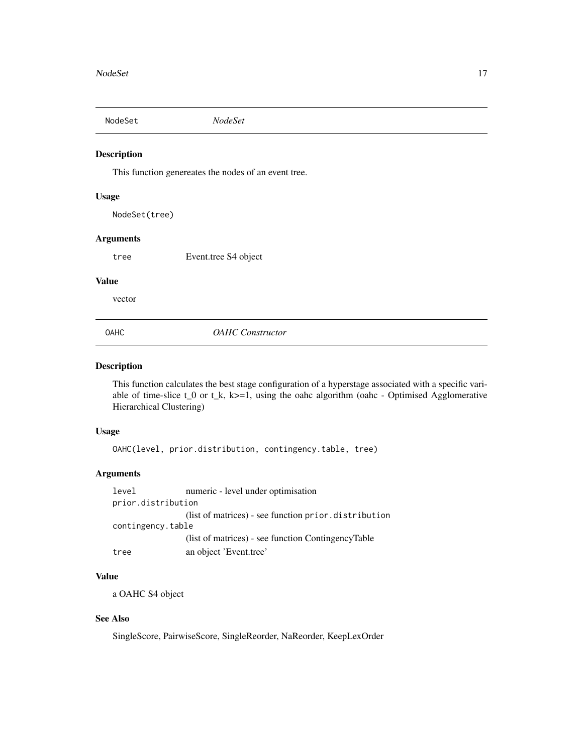## NodeSet *NodeSet*

### Description

This function genereates the nodes of an event tree.

### Usage

```
NodeSet(tree)
```

### Arguments

| | |
|---|---|
| tree | Event.tree S4 object |

### Value

vector

## OAHC *OAHC Constructor*

### Description

This function calculates the best stage configuration of a hyperstage associated with a specific variable of time-slice t_0 or t_k, k>=1, using the oahc algorithm (oahc - Optimised Agglomerative Hierarchical Clustering)

### Usage

```
OAHC(level, prior.distribution, contingency.table, tree)
```

### Arguments

| | |
|---|---|
| level | numeric - level under optimisation |
| prior.distribution | (list of matrices) - see function `prior.distribution` |
| contingency.table | (list of matrices) - see function ContingencyTable |
| tree | an object 'Event.tree' |

### Value

a OAHC S4 object

### See Also

SingleScore, PairwiseScore, SingleReorder, NaReorder, KeepLexOrder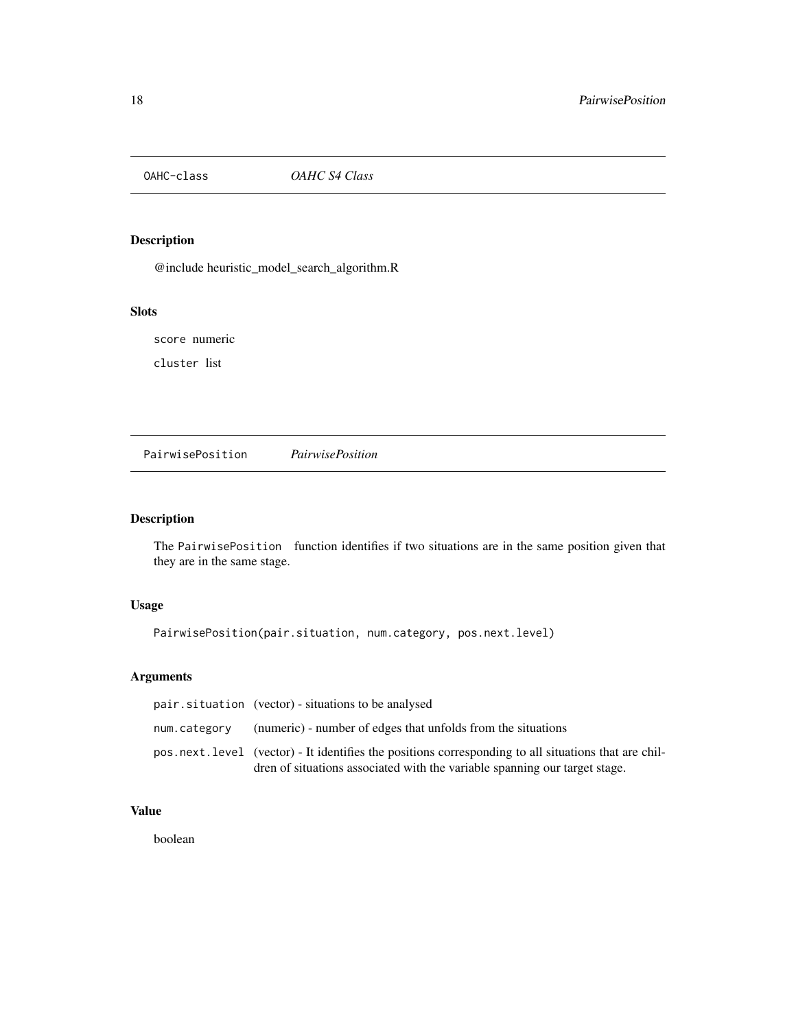## OAHC-class *OAHC S4 Class*

### Description

@include heuristic_model_search_algorithm.R

### Slots

`score` numeric

`cluster` list

## PairwisePosition *PairwisePosition*

### Description

The `PairwisePosition` function identifies if two situations are in the same position given that they are in the same stage.

### Usage

```
PairwisePosition(pair.situation, num.category, pos.next.level)
```

### Arguments

| | |
|---|---|
| `pair.situation` | (vector) - situations to be analysed |
| `num.category` | (numeric) - number of edges that unfolds from the situations |
| `pos.next.level` | (vector) - It identifies the positions corresponding to all situations that are children of situations associated with the variable spanning our target stage. |

### Value

boolean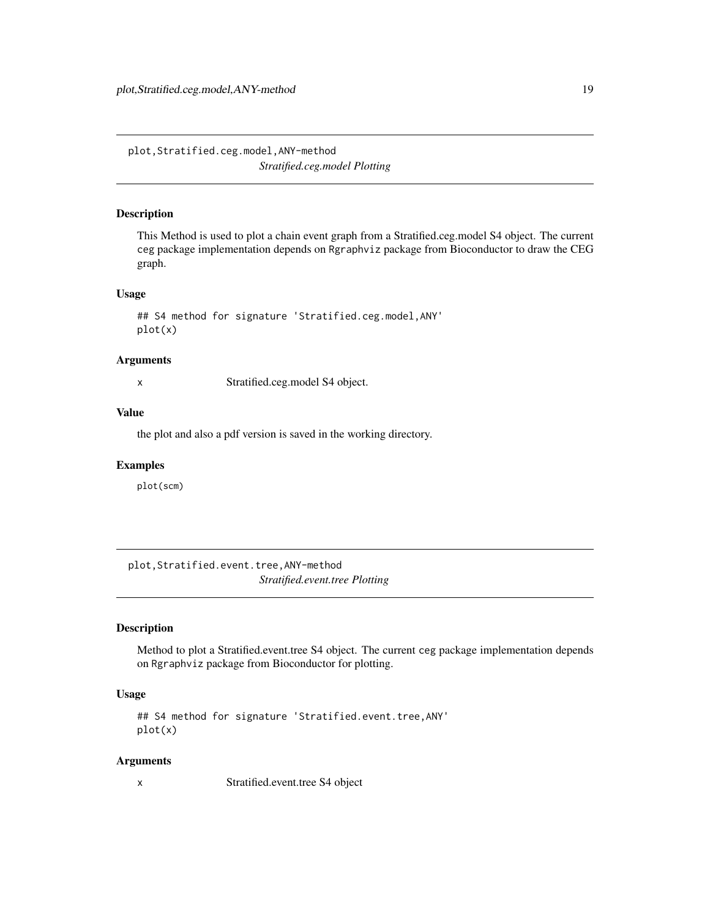## plot,Stratified.ceg.model,ANY-method

*Stratified.ceg.model Plotting*

### Description

This Method is used to plot a chain event graph from a Stratified.ceg.model S4 object. The current ceg package implementation depends on Rgraphviz package from Bioconductor to draw the CEG graph.

### Usage

```
## S4 method for signature 'Stratified.ceg.model,ANY'
plot(x)
```

### Arguments

x    Stratified.ceg.model S4 object.

### Value

the plot and also a pdf version is saved in the working directory.

### Examples

```
plot(scm)
```

## plot,Stratified.event.tree,ANY-method

*Stratified.event.tree Plotting*

### Description

Method to plot a Stratified.event.tree S4 object. The current ceg package implementation depends on Rgraphviz package from Bioconductor for plotting.

### Usage

```
## S4 method for signature 'Stratified.event.tree,ANY'
plot(x)
```

### Arguments

x    Stratified.event.tree S4 object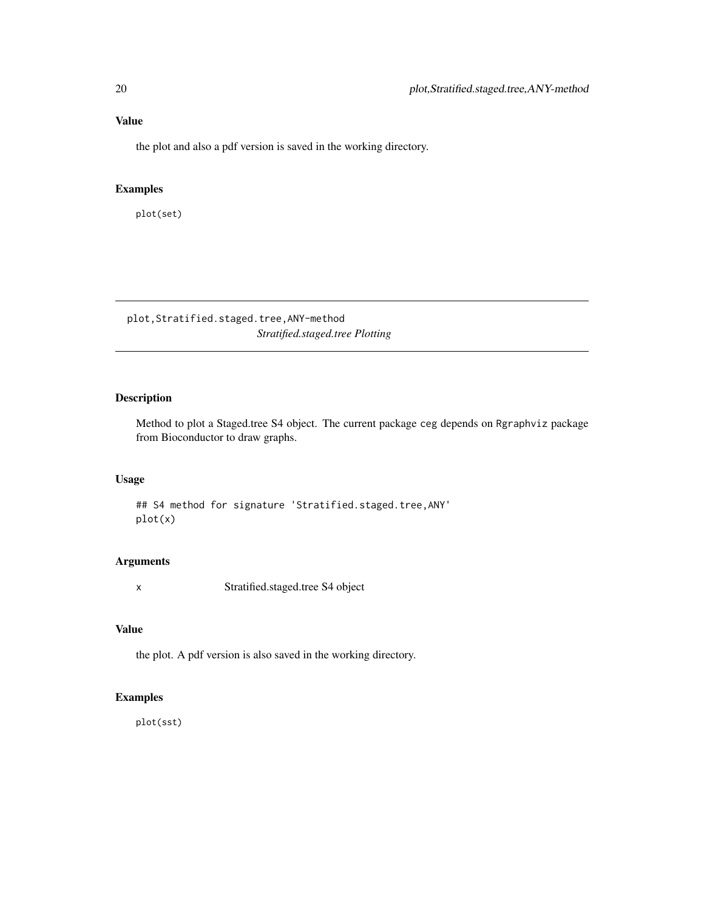### Value

the plot and also a pdf version is saved in the working directory.

### Examples

```
plot(set)
```

---

## plot,Stratified.staged.tree,ANY-method

*Stratified.staged.tree Plotting*

---

### Description

Method to plot a Staged.tree S4 object. The current package `ceg` depends on `Rgraphviz` package from Bioconductor to draw graphs.

### Usage

```
## S4 method for signature 'Stratified.staged.tree,ANY'
plot(x)
```

### Arguments

| | |
|---|---|
| x | Stratified.staged.tree S4 object |

### Value

the plot. A pdf version is also saved in the working directory.

### Examples

```
plot(sst)
```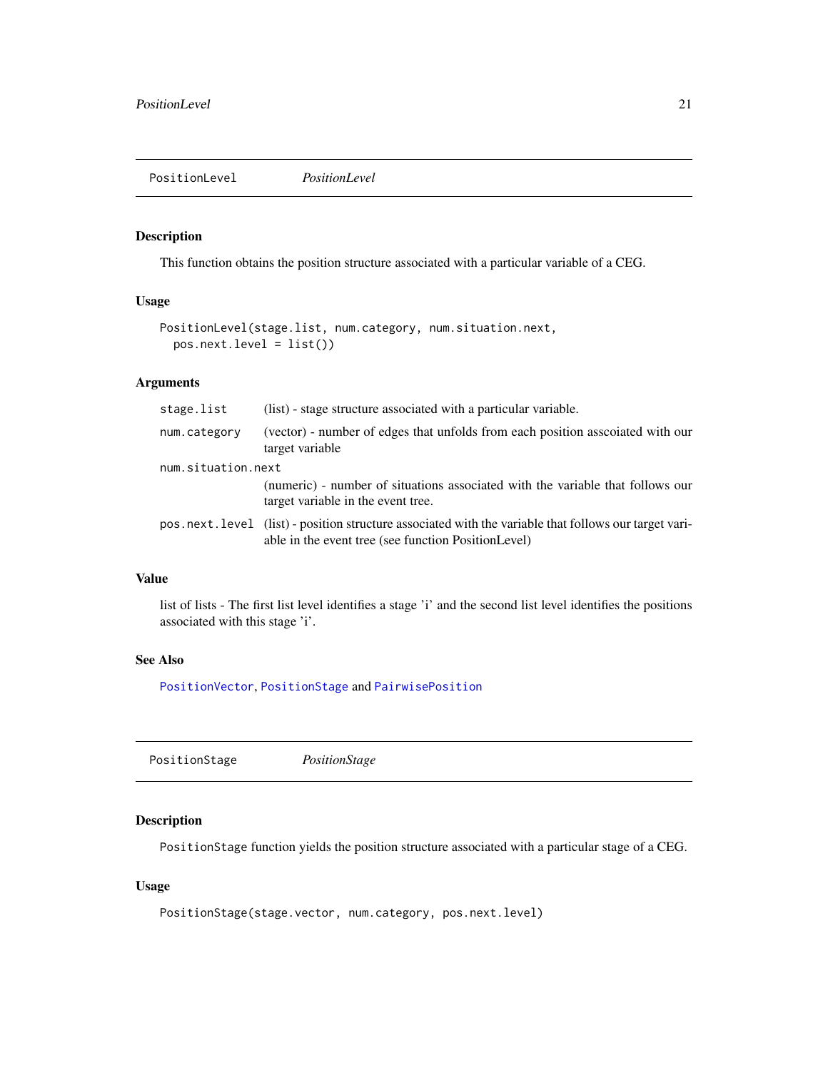## PositionLevel *PositionLevel*

### Description

This function obtains the position structure associated with a particular variable of a CEG.

### Usage

```
PositionLevel(stage.list, num.category, num.situation.next,
  pos.next.level = list())
```

### Arguments

| | |
|---|---|
| `stage.list` | (list) - stage structure associated with a particular variable. |
| `num.category` | (vector) - number of edges that unfolds from each position asscoiated with our target variable |
| `num.situation.next` | (numeric) - number of situations associated with the variable that follows our target variable in the event tree. |
| `pos.next.level` | (list) - position structure associated with the variable that follows our target variable in the event tree (see function PositionLevel) |

### Value

list of lists - The first list level identifies a stage 'i' and the second list level identifies the positions associated with this stage 'i'.

### See Also

`PositionVector`, `PositionStage` and `PairwisePosition`

## PositionStage *PositionStage*

### Description

`PositionStage` function yields the position structure associated with a particular stage of a CEG.

### Usage

```
PositionStage(stage.vector, num.category, pos.next.level)
```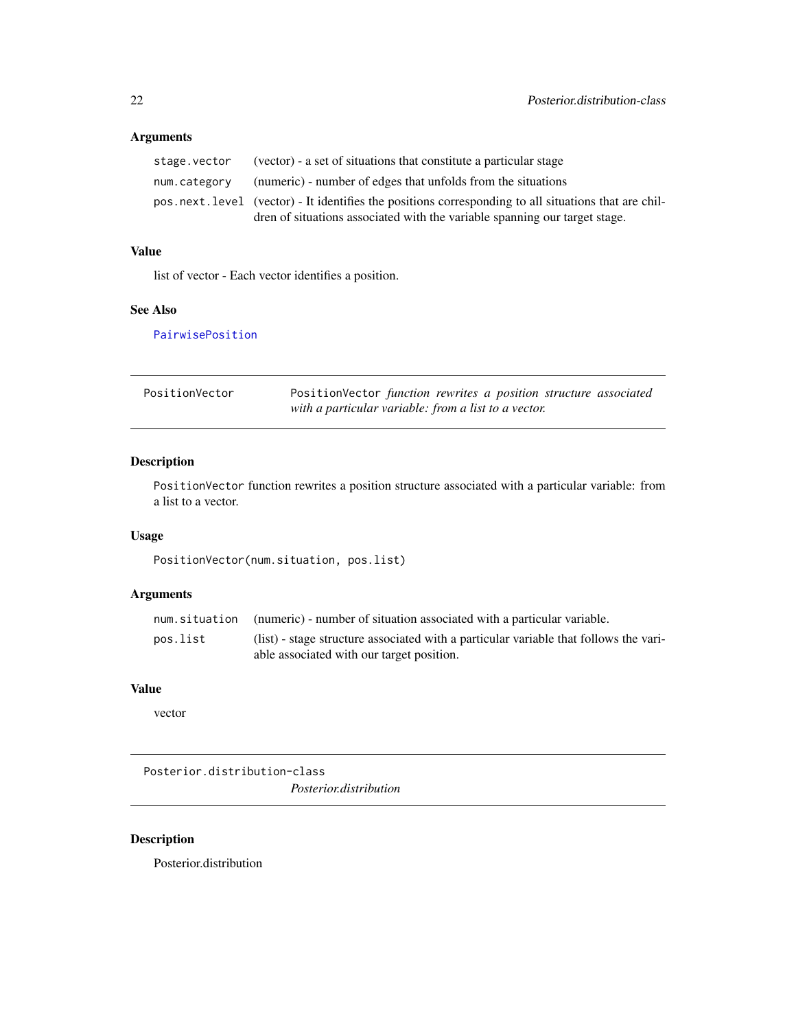### Arguments

| | |
|---|---|
| `stage.vector` | (vector) - a set of situations that constitute a particular stage |
| `num.category` | (numeric) - number of edges that unfolds from the situations |
| `pos.next.level` | (vector) - It identifies the positions corresponding to all situations that are children of situations associated with the variable spanning our target stage. |

### Value

list of vector - Each vector identifies a position.

### See Also

PairwisePosition

---

## PositionVector — *PositionVector function rewrites a position structure associated with a particular variable: from a list to a vector.*

### Description

`PositionVector` function rewrites a position structure associated with a particular variable: from a list to a vector.

### Usage

```
PositionVector(num.situation, pos.list)
```

### Arguments

| | |
|---|---|
| `num.situation` | (numeric) - number of situation associated with a particular variable. |
| `pos.list` | (list) - stage structure associated with a particular variable that follows the variable associated with our target position. |

### Value

vector

---

## Posterior.distribution-class — *Posterior.distribution*

### Description

Posterior.distribution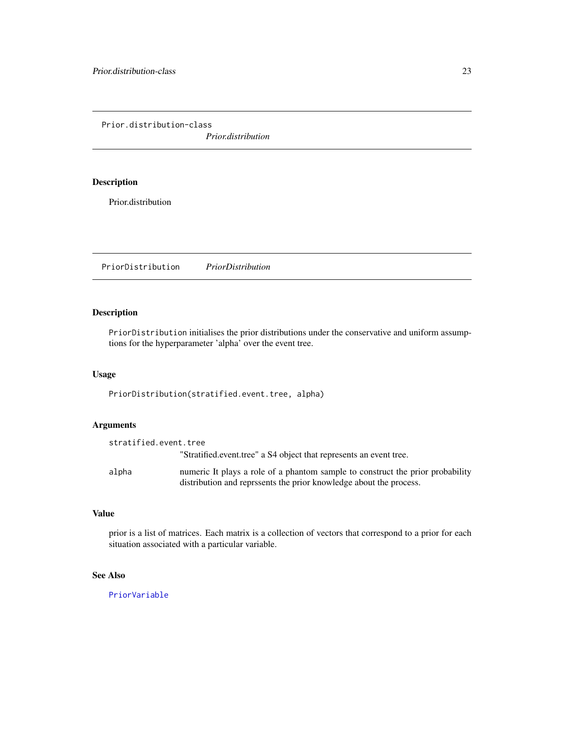# Prior.distribution-class — *Prior.distribution*

## Description

Prior.distribution

# PriorDistribution — *PriorDistribution*

## Description

`PriorDistribution` initialises the prior distributions under the conservative and uniform assumptions for the hyperparameter 'alpha' over the event tree.

## Usage

```
PriorDistribution(stratified.event.tree, alpha)
```

## Arguments

| | |
|---|---|
| `stratified.event.tree` | "Stratified.event.tree" a S4 object that represents an event tree. |
| `alpha` | numeric It plays a role of a phantom sample to construct the prior probability distribution and reprssents the prior knowledge about the process. |

## Value

prior is a list of matrices. Each matrix is a collection of vectors that correspond to a prior for each situation associated with a particular variable.

## See Also

`PriorVariable`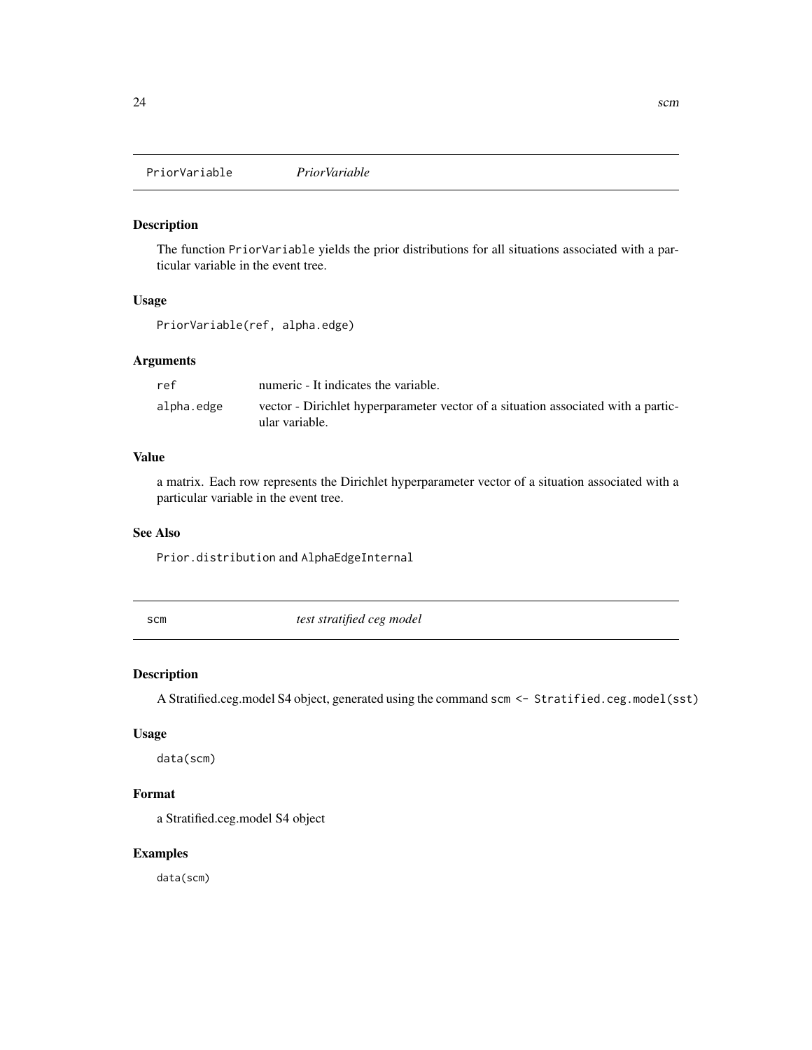## PriorVariable *PriorVariable*

### Description

The function `PriorVariable` yields the prior distributions for all situations associated with a particular variable in the event tree.

### Usage

```
PriorVariable(ref, alpha.edge)
```

### Arguments

| | |
|---|---|
| ref | numeric - It indicates the variable. |
| alpha.edge | vector - Dirichlet hyperparameter vector of a situation associated with a particular variable. |

### Value

a matrix. Each row represents the Dirichlet hyperparameter vector of a situation associated with a particular variable in the event tree.

### See Also

`Prior.distribution` and `AlphaEdgeInternal`

## scm *test stratified ceg model*

### Description

A Stratified.ceg.model S4 object, generated using the command `scm <- Stratified.ceg.model(sst)`

### Usage

```
data(scm)
```

### Format

a Stratified.ceg.model S4 object

### Examples

```
data(scm)
```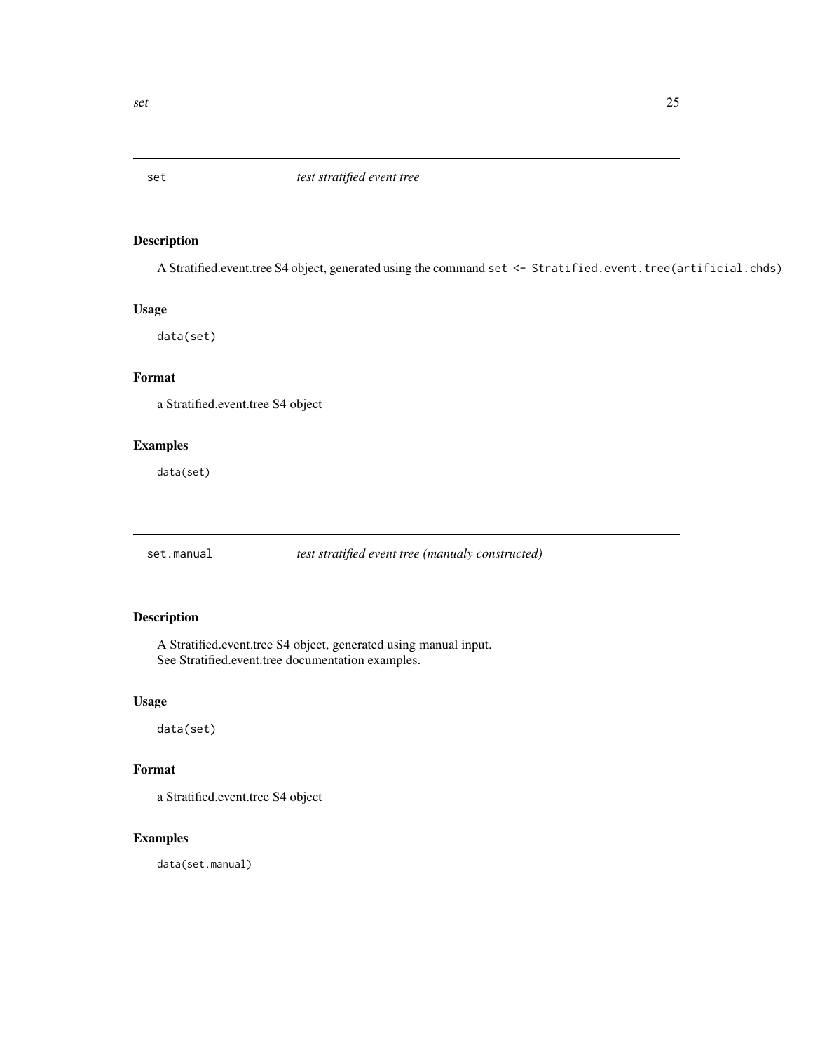## set *test stratified event tree*

### Description

A Stratified.event.tree S4 object, generated using the command `set <- Stratified.event.tree(artificial.chds)`

### Usage

```
data(set)
```

### Format

a Stratified.event.tree S4 object

### Examples

```
data(set)
```

## set.manual *test stratified event tree (manualy constructed)*

### Description

A Stratified.event.tree S4 object, generated using manual input.
See Stratified.event.tree documentation examples.

### Usage

```
data(set)
```

### Format

a Stratified.event.tree S4 object

### Examples

```
data(set.manual)
```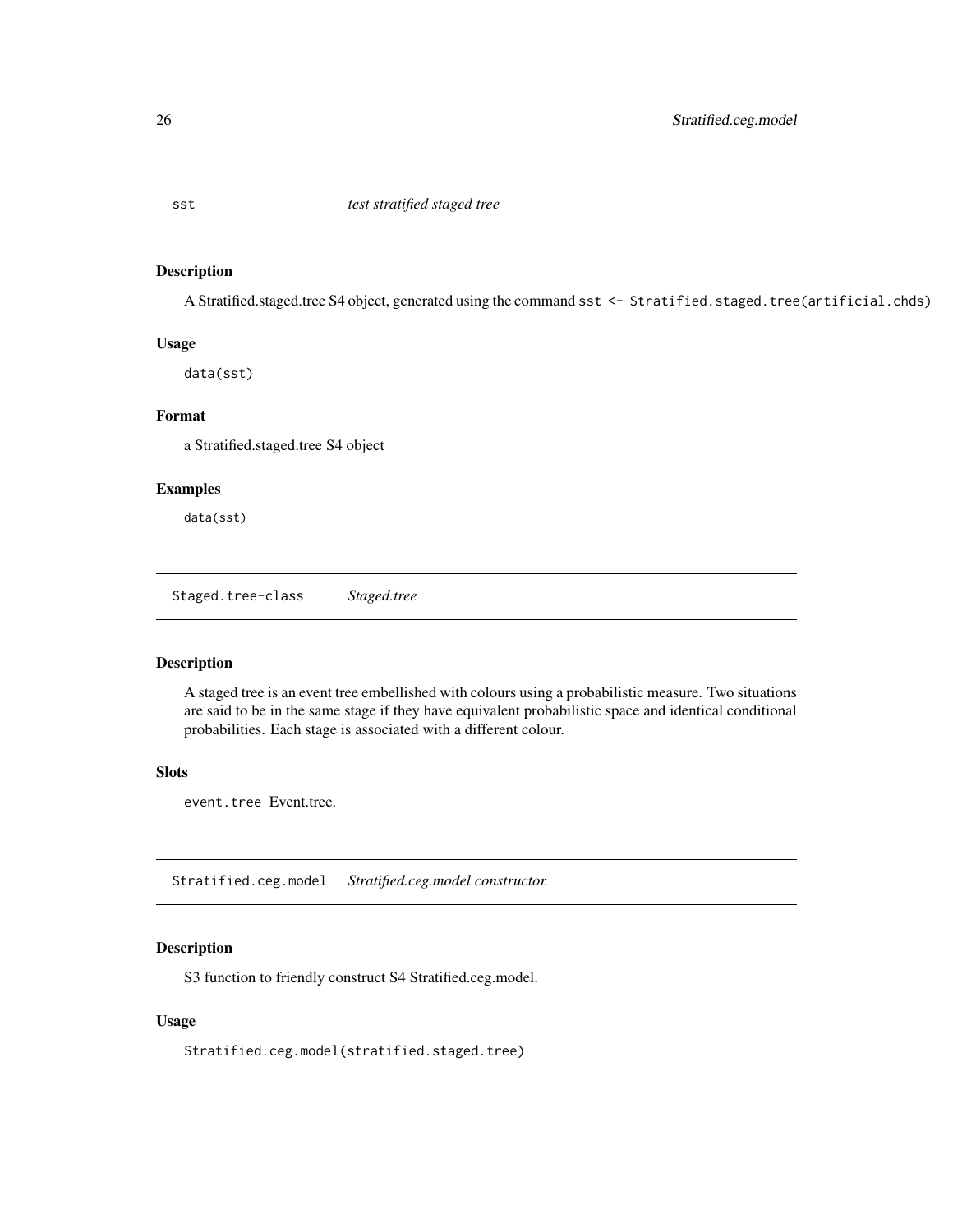## sst *test stratified staged tree*

### Description

A Stratified.staged.tree S4 object, generated using the command `sst <- Stratified.staged.tree(artificial.chds)`

### Usage

```
data(sst)
```

### Format

a Stratified.staged.tree S4 object

### Examples

```
data(sst)
```

## Staged.tree-class *Staged.tree*

### Description

A staged tree is an event tree embellished with colours using a probabilistic measure. Two situations are said to be in the same stage if they have equivalent probabilistic space and identical conditional probabilities. Each stage is associated with a different colour.

### Slots

`event.tree` Event.tree.

## Stratified.ceg.model *Stratified.ceg.model constructor.*

### Description

S3 function to friendly construct S4 Stratified.ceg.model.

### Usage

```
Stratified.ceg.model(stratified.staged.tree)
```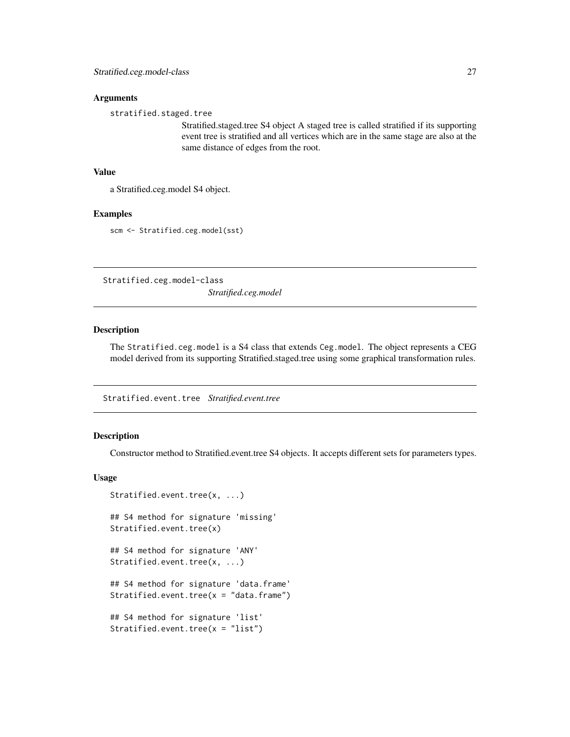### Arguments

`stratified.staged.tree`
: Stratified.staged.tree S4 object A staged tree is called stratified if its supporting event tree is stratified and all vertices which are in the same stage are also at the same distance of edges from the root.

### Value

a Stratified.ceg.model S4 object.

### Examples

```
scm <- Stratified.ceg.model(sst)
```

---

## Stratified.ceg.model-class    *Stratified.ceg.model*

### Description

The `Stratified.ceg.model` is a S4 class that extends `Ceg.model`. The object represents a CEG model derived from its supporting Stratified.staged.tree using some graphical transformation rules.

---

## Stratified.event.tree    *Stratified.event.tree*

### Description

Constructor method to Stratified.event.tree S4 objects. It accepts different sets for parameters types.

### Usage

```
Stratified.event.tree(x, ...)

## S4 method for signature 'missing'
Stratified.event.tree(x)

## S4 method for signature 'ANY'
Stratified.event.tree(x, ...)

## S4 method for signature 'data.frame'
Stratified.event.tree(x = "data.frame")

## S4 method for signature 'list'
Stratified.event.tree(x = "list")
```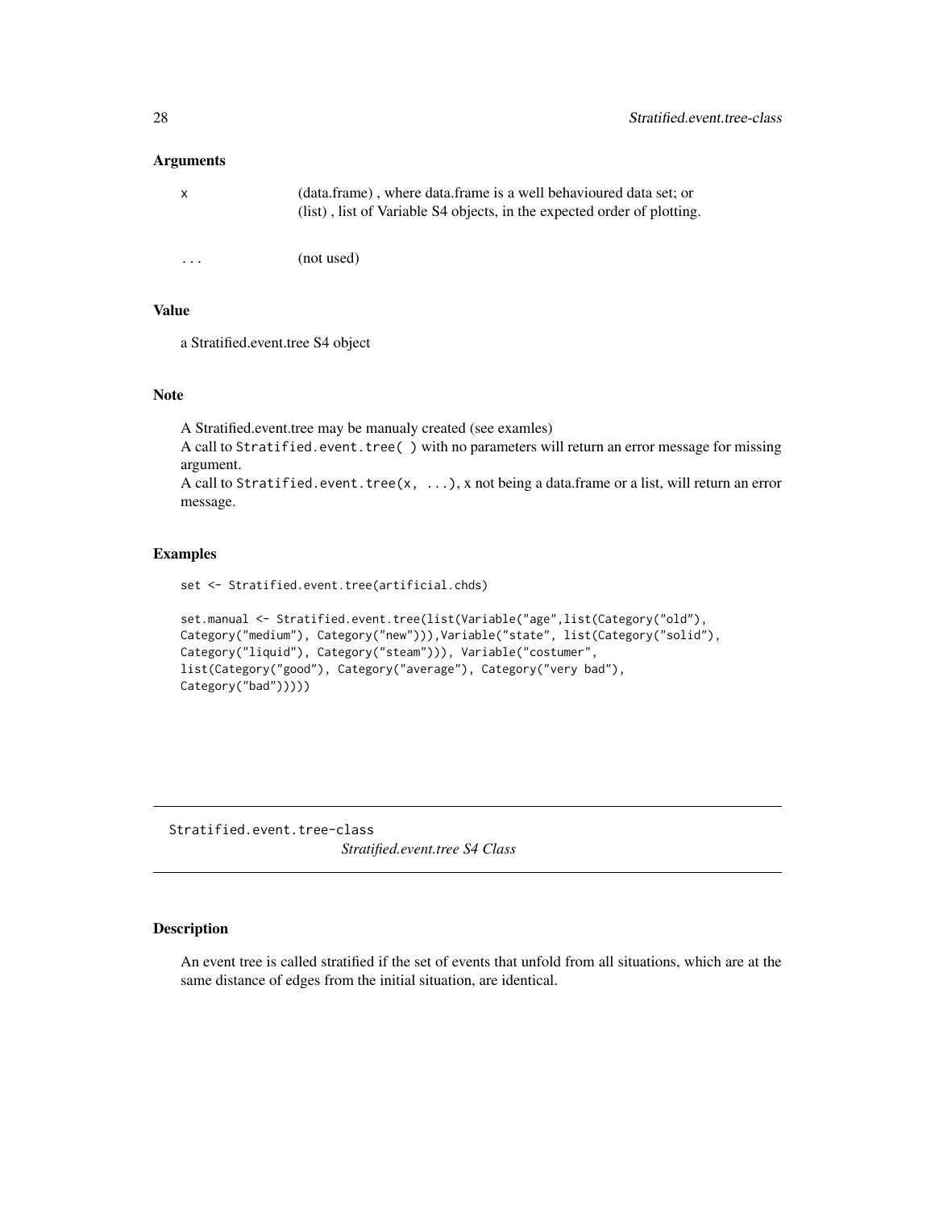### Arguments

| | |
|---|---|
| x | (data.frame) , where data.frame is a well behavioured data set; or (list) , list of Variable S4 objects, in the expected order of plotting. |
| ... | (not used) |

### Value

a Stratified.event.tree S4 object

### Note

A Stratified.event.tree may be manualy created (see examles)
A call to `Stratified.event.tree( )` with no parameters will return an error message for missing argument.
A call to `Stratified.event.tree(x, ...)`, x not being a data.frame or a list, will return an error message.

### Examples

```
set <- Stratified.event.tree(artificial.chds)

set.manual <- Stratified.event.tree(list(Variable("age",list(Category("old"),
Category("medium"), Category("new"))),Variable("state", list(Category("solid"),
Category("liquid"), Category("steam"))), Variable("costumer",
list(Category("good"), Category("average"), Category("very bad"),
Category("bad")))))
```

---

## Stratified.event.tree-class

*Stratified.event.tree S4 Class*

---

### Description

An event tree is called stratified if the set of events that unfold from all situations, which are at the same distance of edges from the initial situation, are identical.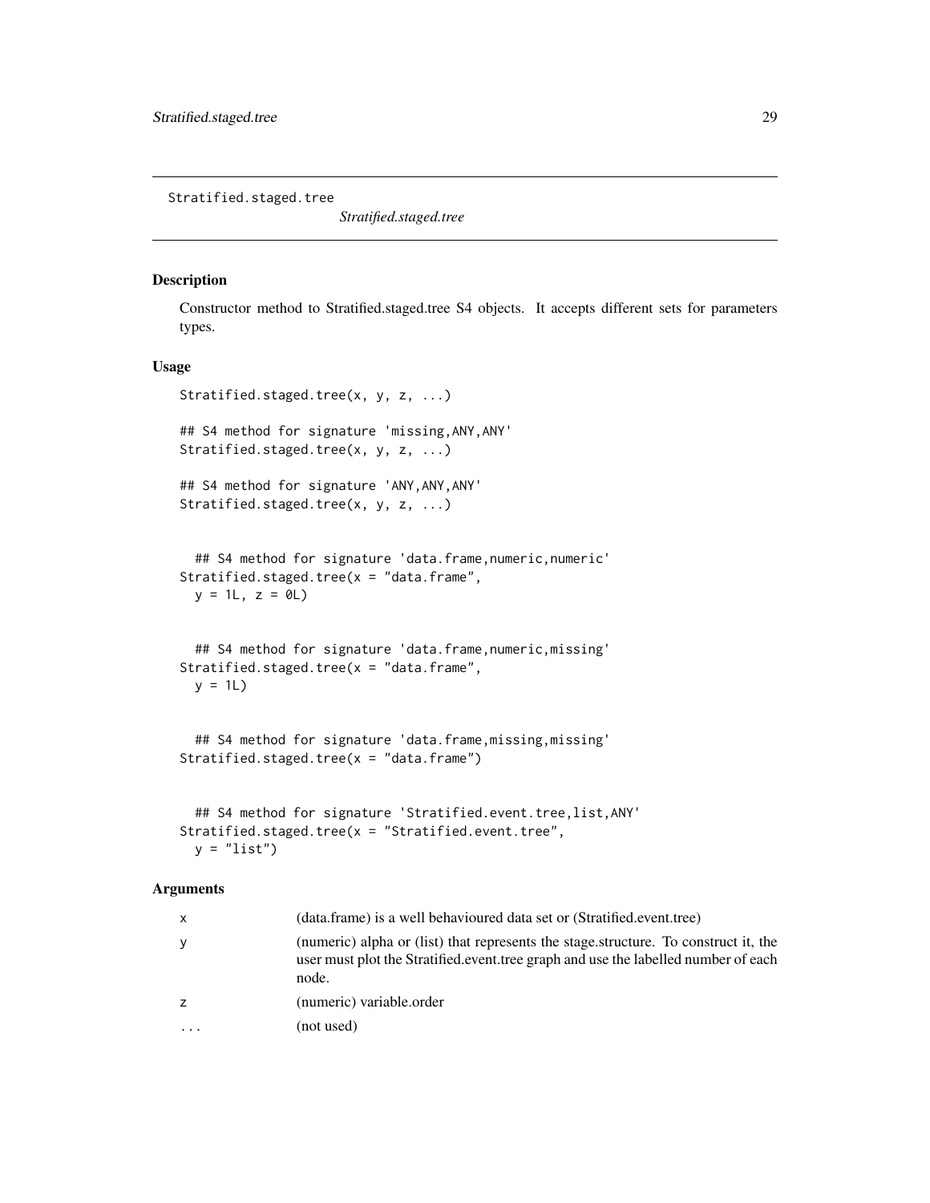```
Stratified.staged.tree
```

*Stratified.staged.tree*

## Description

Constructor method to Stratified.staged.tree S4 objects. It accepts different sets for parameters types.

## Usage

```
Stratified.staged.tree(x, y, z, ...)

## S4 method for signature 'missing,ANY,ANY'
Stratified.staged.tree(x, y, z, ...)

## S4 method for signature 'ANY,ANY,ANY'
Stratified.staged.tree(x, y, z, ...)


  ## S4 method for signature 'data.frame,numeric,numeric'
Stratified.staged.tree(x = "data.frame",
  y = 1L, z = 0L)


  ## S4 method for signature 'data.frame,numeric,missing'
Stratified.staged.tree(x = "data.frame",
  y = 1L)


  ## S4 method for signature 'data.frame,missing,missing'
Stratified.staged.tree(x = "data.frame")


  ## S4 method for signature 'Stratified.event.tree,list,ANY'
Stratified.staged.tree(x = "Stratified.event.tree",
  y = "list")
```

## Arguments

| | |
|---|---|
| x | (data.frame) is a well behavioured data set or (Stratified.event.tree) |
| y | (numeric) alpha or (list) that represents the stage.structure. To construct it, the user must plot the Stratified.event.tree graph and use the labelled number of each node. |
| z | (numeric) variable.order |
| ... | (not used) |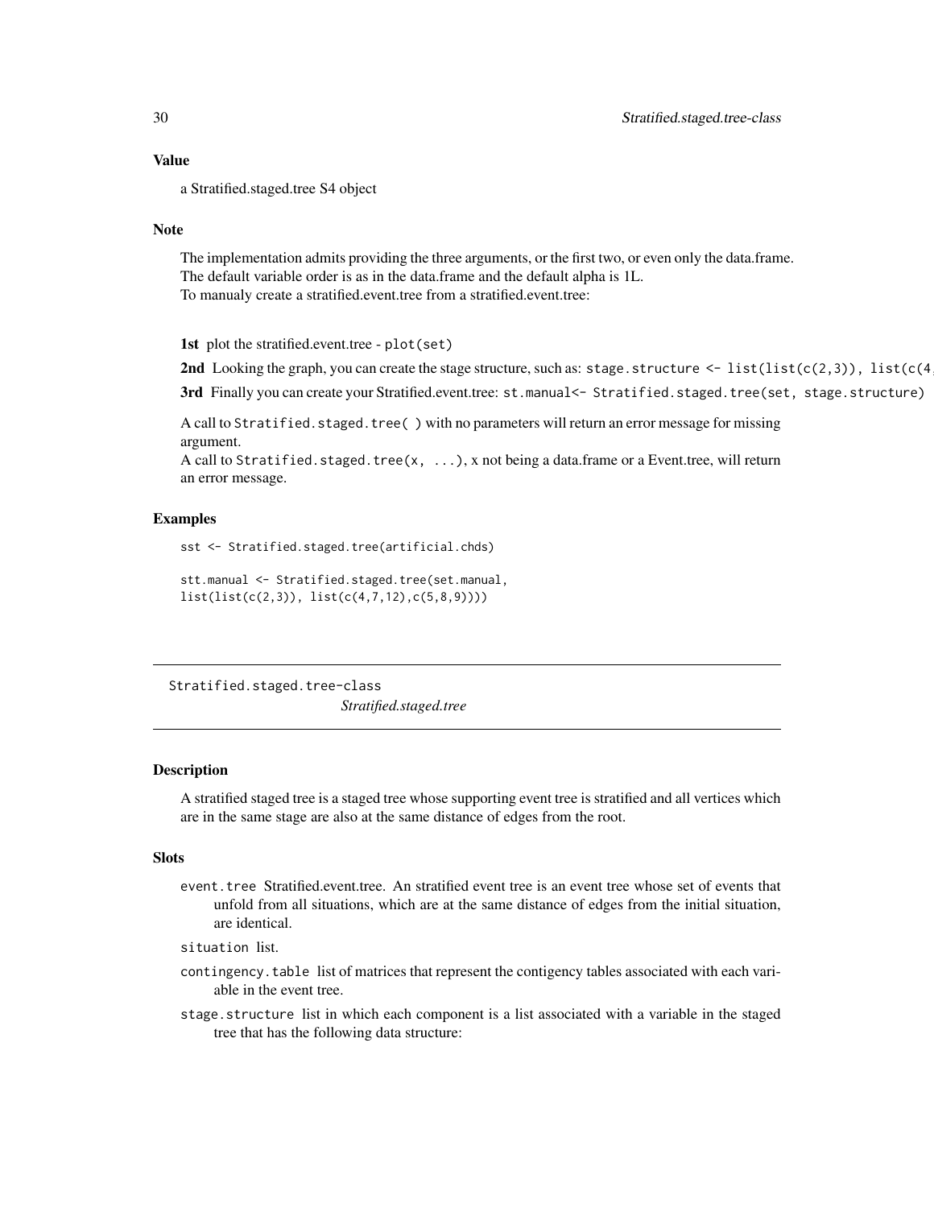### Value

a Stratified.staged.tree S4 object

### Note

The implementation admits providing the three arguments, or the first two, or even only the data.frame. The default variable order is as in the data.frame and the default alpha is 1L.
To manualy create a stratified.event.tree from a stratified.event.tree:

**1st** plot the stratified.event.tree - `plot(set)`

**2nd** Looking the graph, you can create the stage structure, such as: `stage.structure <- list(list(c(2,3)), list(c(4`

**3rd** Finally you can create your Stratified.event.tree: `st.manual<- Stratified.staged.tree(set, stage.structure)`

A call to `Stratified.staged.tree( )` with no parameters will return an error message for missing argument.
A call to `Stratified.staged.tree(x, ...)`, x not being a data.frame or a Event.tree, will return an error message.

### Examples

```
sst <- Stratified.staged.tree(artificial.chds)

stt.manual <- Stratified.staged.tree(set.manual,
list(list(c(2,3)), list(c(4,7,12),c(5,8,9))))
```

---

## Stratified.staged.tree-class — *Stratified.staged.tree*

---

### Description

A stratified staged tree is a staged tree whose supporting event tree is stratified and all vertices which are in the same stage are also at the same distance of edges from the root.

### Slots

`event.tree` Stratified.event.tree. An stratified event tree is an event tree whose set of events that unfold from all situations, which are at the same distance of edges from the initial situation, are identical.

`situation` list.

`contingency.table` list of matrices that represent the contigency tables associated with each variable in the event tree.

`stage.structure` list in which each component is a list associated with a variable in the staged tree that has the following data structure: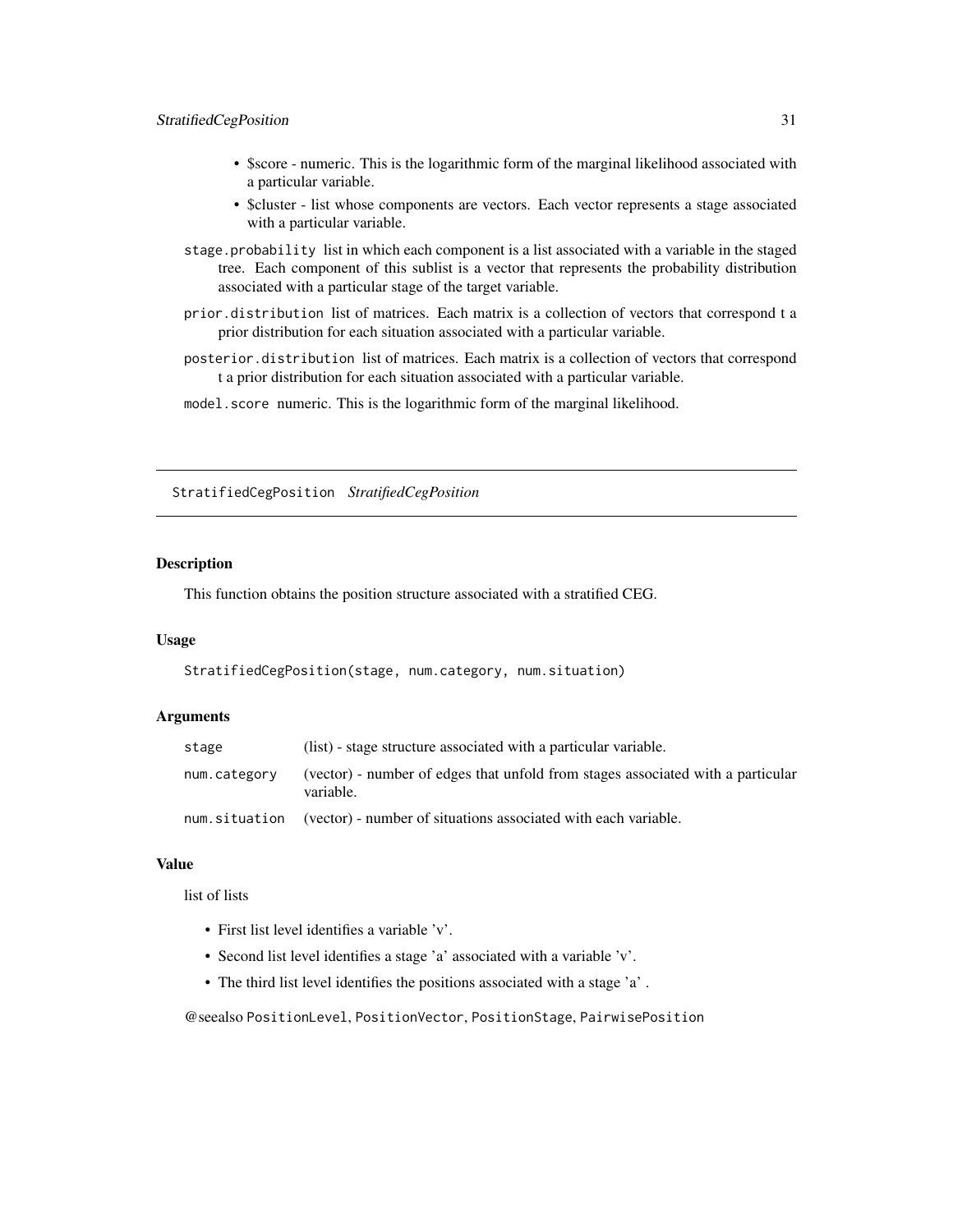- $score - numeric. This is the logarithmic form of the marginal likelihood associated with a particular variable.
- $cluster - list whose components are vectors. Each vector represents a stage associated with a particular variable.

`stage.probability` list in which each component is a list associated with a variable in the staged tree. Each component of this sublist is a vector that represents the probability distribution associated with a particular stage of the target variable.

`prior.distribution` list of matrices. Each matrix is a collection of vectors that correspond t a prior distribution for each situation associated with a particular variable.

`posterior.distribution` list of matrices. Each matrix is a collection of vectors that correspond t a prior distribution for each situation associated with a particular variable.

`model.score` numeric. This is the logarithmic form of the marginal likelihood.

---

## StratifiedCegPosition *StratifiedCegPosition*

### Description

This function obtains the position structure associated with a stratified CEG.

### Usage

```
StratifiedCegPosition(stage, num.category, num.situation)
```

### Arguments

| | |
|---|---|
| stage | (list) - stage structure associated with a particular variable. |
| num.category | (vector) - number of edges that unfold from stages associated with a particular variable. |
| num.situation | (vector) - number of situations associated with each variable. |

### Value

list of lists

- First list level identifies a variable 'v'.
- Second list level identifies a stage 'a' associated with a variable 'v'.
- The third list level identifies the positions associated with a stage 'a' .

@seealso `PositionLevel`, `PositionVector`, `PositionStage`, `PairwisePosition`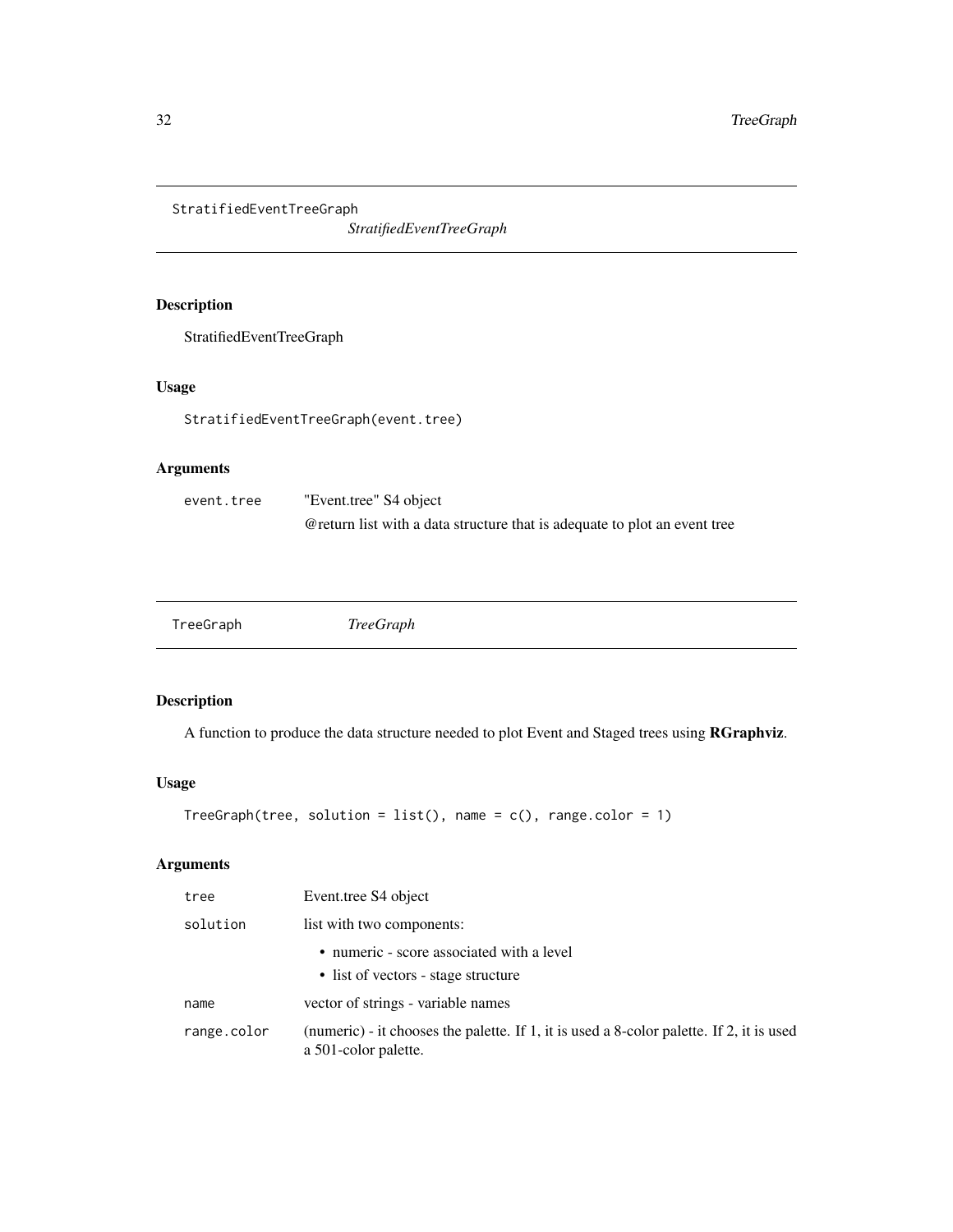## StratifiedEventTreeGraph — *StratifiedEventTreeGraph*

### Description

StratifiedEventTreeGraph

### Usage

```
StratifiedEventTreeGraph(event.tree)
```

### Arguments

| | |
|---|---|
| `event.tree` | "Event.tree" S4 object<br>@return list with a data structure that is adequate to plot an event tree |

## TreeGraph — *TreeGraph*

### Description

A function to produce the data structure needed to plot Event and Staged trees using **RGraphviz**.

### Usage

```
TreeGraph(tree, solution = list(), name = c(), range.color = 1)
```

### Arguments

| | |
|---|---|
| `tree` | Event.tree S4 object |
| `solution` | list with two components:<br>• numeric - score associated with a level<br>• list of vectors - stage structure |
| `name` | vector of strings - variable names |
| `range.color` | (numeric) - it chooses the palette. If 1, it is used a 8-color palette. If 2, it is used a 501-color palette. |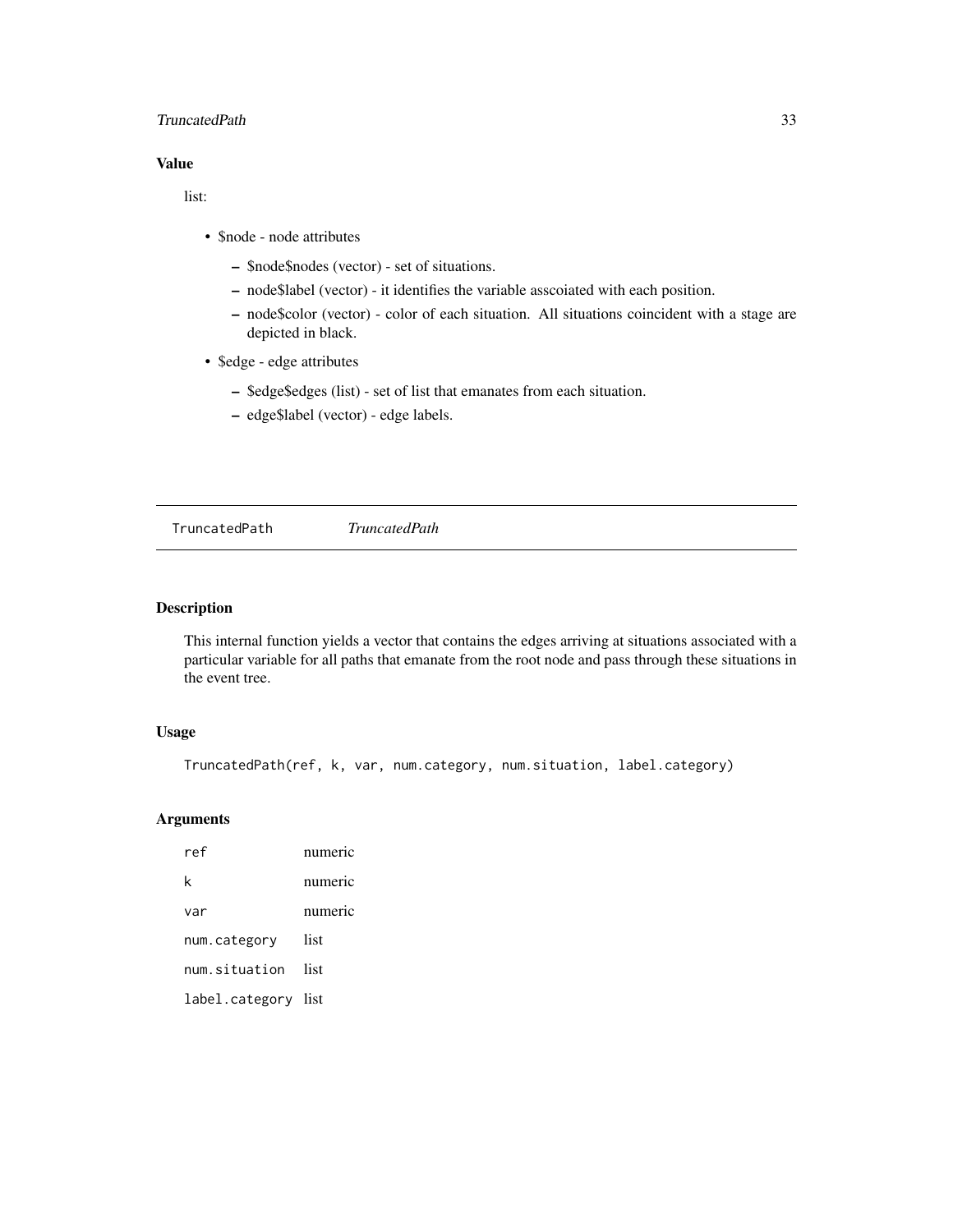### Value

list:

- $node - node attributes
  - $node$nodes (vector) - set of situations.
  - node$label (vector) - it identifies the variable asscoiated with each position.
  - node$color (vector) - color of each situation. All situations coincident with a stage are depicted in black.
- $edge - edge attributes
  - $edge$edges (list) - set of list that emanates from each situation.
  - edge$label (vector) - edge labels.

---

## TruncatedPath *TruncatedPath*

### Description

This internal function yields a vector that contains the edges arriving at situations associated with a particular variable for all paths that emanate from the root node and pass through these situations in the event tree.

### Usage

```
TruncatedPath(ref, k, var, num.category, num.situation, label.category)
```

### Arguments

| | |
|---|---|
| ref | numeric |
| k | numeric |
| var | numeric |
| num.category | list |
| num.situation | list |
| label.category | list |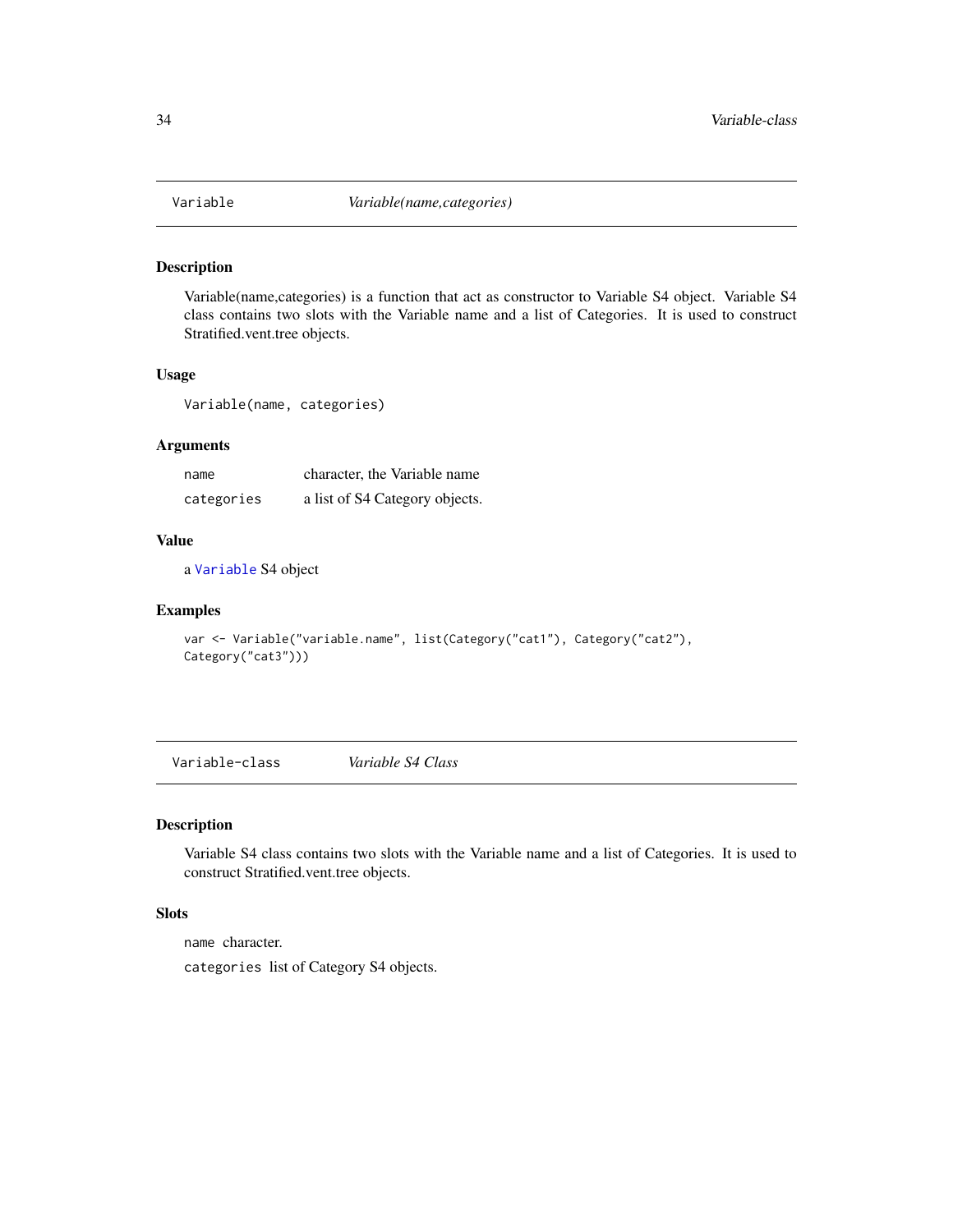## Variable    *Variable(name,categories)*

### Description

Variable(name,categories) is a function that act as constructor to Variable S4 object. Variable S4 class contains two slots with the Variable name and a list of Categories. It is used to construct Stratified.vent.tree objects.

### Usage

```
Variable(name, categories)
```

### Arguments

| | |
|---|---|
| `name` | character, the Variable name |
| `categories` | a list of S4 Category objects. |

### Value

a `Variable` S4 object

### Examples

```
var <- Variable("variable.name", list(Category("cat1"), Category("cat2"),
Category("cat3")))
```

## Variable-class    *Variable S4 Class*

### Description

Variable S4 class contains two slots with the Variable name and a list of Categories. It is used to construct Stratified.vent.tree objects.

### Slots

`name` character.

`categories` list of Category S4 objects.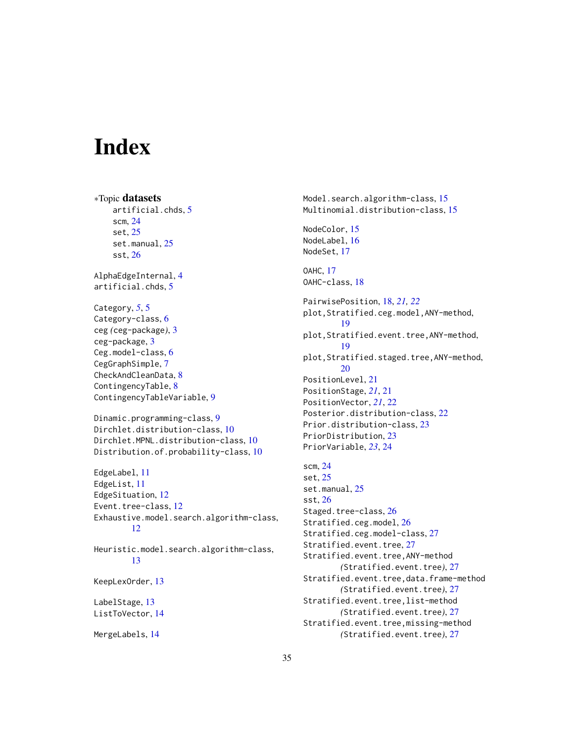# Index

∗Topic **datasets**

- artificial.chds, 5
- scm, 24
- set, 25
- set.manual, 25
- sst, 26

AlphaEdgeInternal, 4
artificial.chds, 5

Category, 5, 5
Category-class, 6
ceg (ceg-package), 3
ceg-package, 3
Ceg.model-class, 6
CegGraphSimple, 7
CheckAndCleanData, 8
ContingencyTable, 8
ContingencyTableVariable, 9

Dinamic.programming-class, 9
Dirchlet.distribution-class, 10
Dirchlet.MPNL.distribution-class, 10
Distribution.of.probability-class, 10

EdgeLabel, 11
EdgeList, 11
EdgeSituation, 12
Event.tree-class, 12
Exhaustive.model.search.algorithm-class, 12

Heuristic.model.search.algorithm-class, 13

KeepLexOrder, 13

LabelStage, 13
ListToVector, 14

MergeLabels, 14
Model.search.algorithm-class, 15
Multinomial.distribution-class, 15

NodeColor, 15
NodeLabel, 16
NodeSet, 17

OAHC, 17
OAHC-class, 18

PairwisePosition, 18, *21, 22*
plot,Stratified.ceg.model,ANY-method, 19
plot,Stratified.event.tree,ANY-method, 19
plot,Stratified.staged.tree,ANY-method, 20
PositionLevel, 21
PositionStage, *21*, 21
PositionVector, *21*, 22
Posterior.distribution-class, 22
Prior.distribution-class, 23
PriorDistribution, 23
PriorVariable, *23*, 24

scm, 24
set, 25
set.manual, 25
sst, 26
Staged.tree-class, 26
Stratified.ceg.model, 26
Stratified.ceg.model-class, 27
Stratified.event.tree, 27
Stratified.event.tree,ANY-method *(Stratified.event.tree)*, 27
Stratified.event.tree,data.frame-method *(Stratified.event.tree)*, 27
Stratified.event.tree,list-method *(Stratified.event.tree)*, 27
Stratified.event.tree,missing-method *(Stratified.event.tree)*, 27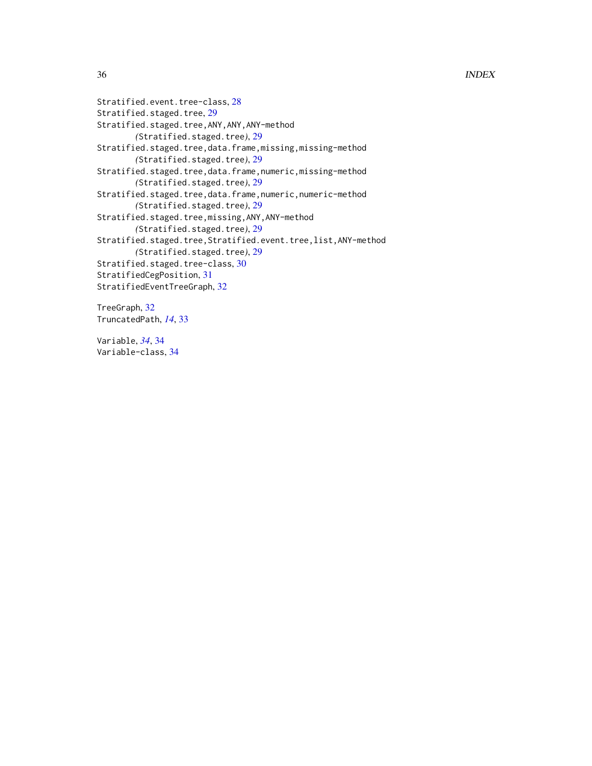Stratified.event.tree-class, 28
Stratified.staged.tree, 29
Stratified.staged.tree,ANY,ANY,ANY-method
        *(*Stratified.staged.tree*)*, 29
Stratified.staged.tree,data.frame,missing,missing-method
        *(*Stratified.staged.tree*)*, 29
Stratified.staged.tree,data.frame,numeric,missing-method
        *(*Stratified.staged.tree*)*, 29
Stratified.staged.tree,data.frame,numeric,numeric-method
        *(*Stratified.staged.tree*)*, 29
Stratified.staged.tree,missing,ANY,ANY-method
        *(*Stratified.staged.tree*)*, 29
Stratified.staged.tree,Stratified.event.tree,list,ANY-method
        *(*Stratified.staged.tree*)*, 29
Stratified.staged.tree-class, 30
StratifiedCegPosition, 31
StratifiedEventTreeGraph, 32

TreeGraph, 32
TruncatedPath, *14*, 33

Variable, *34*, 34
Variable-class, 34